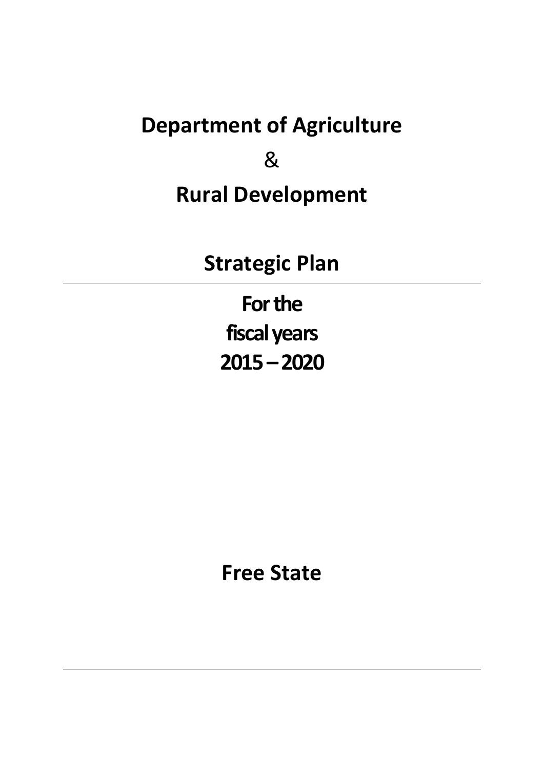# Department of Agriculture

&

# Rural Development

## Strategic Plan

---

**For the fiscal years 2015 – 2020**

## Free State

---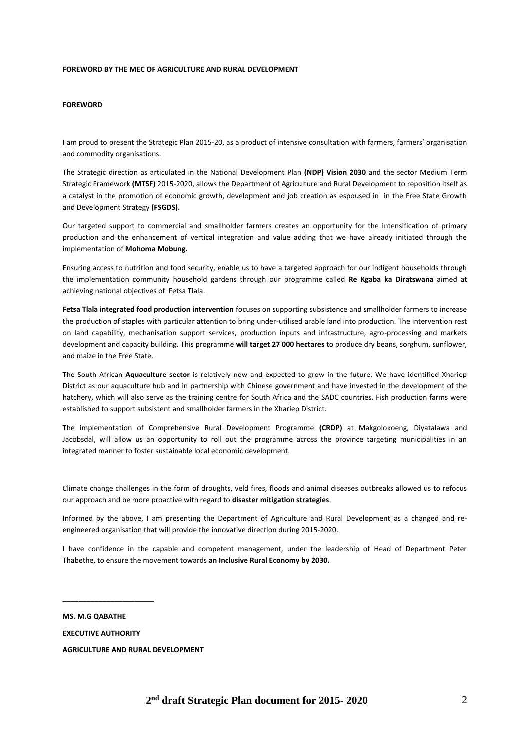**FOREWORD BY THE MEC OF AGRICULTURE AND RURAL DEVELOPMENT**

**FOREWORD**

I am proud to present the Strategic Plan 2015-20, as a product of intensive consultation with farmers, farmers' organisation and commodity organisations.

The Strategic direction as articulated in the National Development Plan **(NDP) Vision 2030** and the sector Medium Term Strategic Framework **(MTSF)** 2015-2020, allows the Department of Agriculture and Rural Development to reposition itself as a catalyst in the promotion of economic growth, development and job creation as espoused in in the Free State Growth and Development Strategy **(FSGDS).**

Our targeted support to commercial and smallholder farmers creates an opportunity for the intensification of primary production and the enhancement of vertical integration and value adding that we have already initiated through the implementation of **Mohoma Mobung.**

Ensuring access to nutrition and food security, enable us to have a targeted approach for our indigent households through the implementation community household gardens through our programme called **Re Kgaba ka Diratswana** aimed at achieving national objectives of Fetsa Tlala.

**Fetsa Tlala integrated food production intervention** focuses on supporting subsistence and smallholder farmers to increase the production of staples with particular attention to bring under-utilised arable land into production. The intervention rest on land capability, mechanisation support services, production inputs and infrastructure, agro-processing and markets development and capacity building. This programme **will target 27 000 hectares** to produce dry beans, sorghum, sunflower, and maize in the Free State.

The South African **Aquaculture sector** is relatively new and expected to grow in the future. We have identified Xhariep District as our aquaculture hub and in partnership with Chinese government and have invested in the development of the hatchery, which will also serve as the training centre for South Africa and the SADC countries. Fish production farms were established to support subsistent and smallholder farmers in the Xhariep District.

The implementation of Comprehensive Rural Development Programme **(CRDP)** at Makgolokoeng, Diyatalawa and Jacobsdal, will allow us an opportunity to roll out the programme across the province targeting municipalities in an integrated manner to foster sustainable local economic development.

Climate change challenges in the form of droughts, veld fires, floods and animal diseases outbreaks allowed us to refocus our approach and be more proactive with regard to **disaster mitigation strategies**.

Informed by the above, I am presenting the Department of Agriculture and Rural Development as a changed and re-engineered organisation that will provide the innovative direction during 2015-2020.

I have confidence in the capable and competent management, under the leadership of Head of Department Peter Thabethe, to ensure the movement towards **an Inclusive Rural Economy by 2030.**

______________________

**MS. M.G QABATHE**

**EXECUTIVE AUTHORITY**

**AGRICULTURE AND RURAL DEVELOPMENT**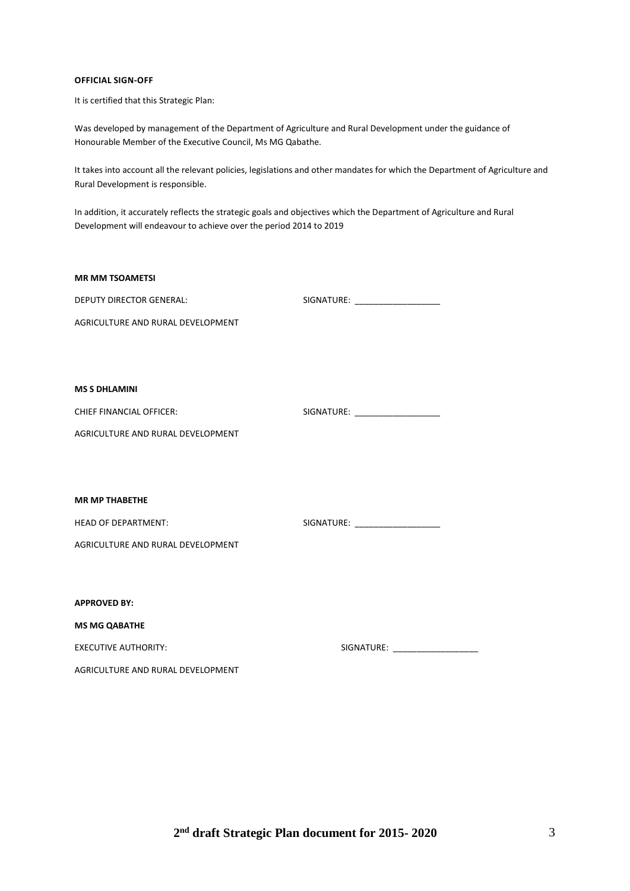**OFFICIAL SIGN-OFF**

It is certified that this Strategic Plan:

Was developed by management of the Department of Agriculture and Rural Development under the guidance of Honourable Member of the Executive Council, Ms MG Qabathe.

It takes into account all the relevant policies, legislations and other mandates for which the Department of Agriculture and Rural Development is responsible.

In addition, it accurately reflects the strategic goals and objectives which the Department of Agriculture and Rural Development will endeavour to achieve over the period 2014 to 2019

**MR MM TSOAMETSI**

DEPUTY DIRECTOR GENERAL: SIGNATURE: __________________

AGRICULTURE AND RURAL DEVELOPMENT

**MS S DHLAMINI**

CHIEF FINANCIAL OFFICER: SIGNATURE: __________________

AGRICULTURE AND RURAL DEVELOPMENT

**MR MP THABETHE**

HEAD OF DEPARTMENT: SIGNATURE: __________________

AGRICULTURE AND RURAL DEVELOPMENT

**APPROVED BY:**

**MS MG QABATHE**

EXECUTIVE AUTHORITY: SIGNATURE: __________________

AGRICULTURE AND RURAL DEVELOPMENT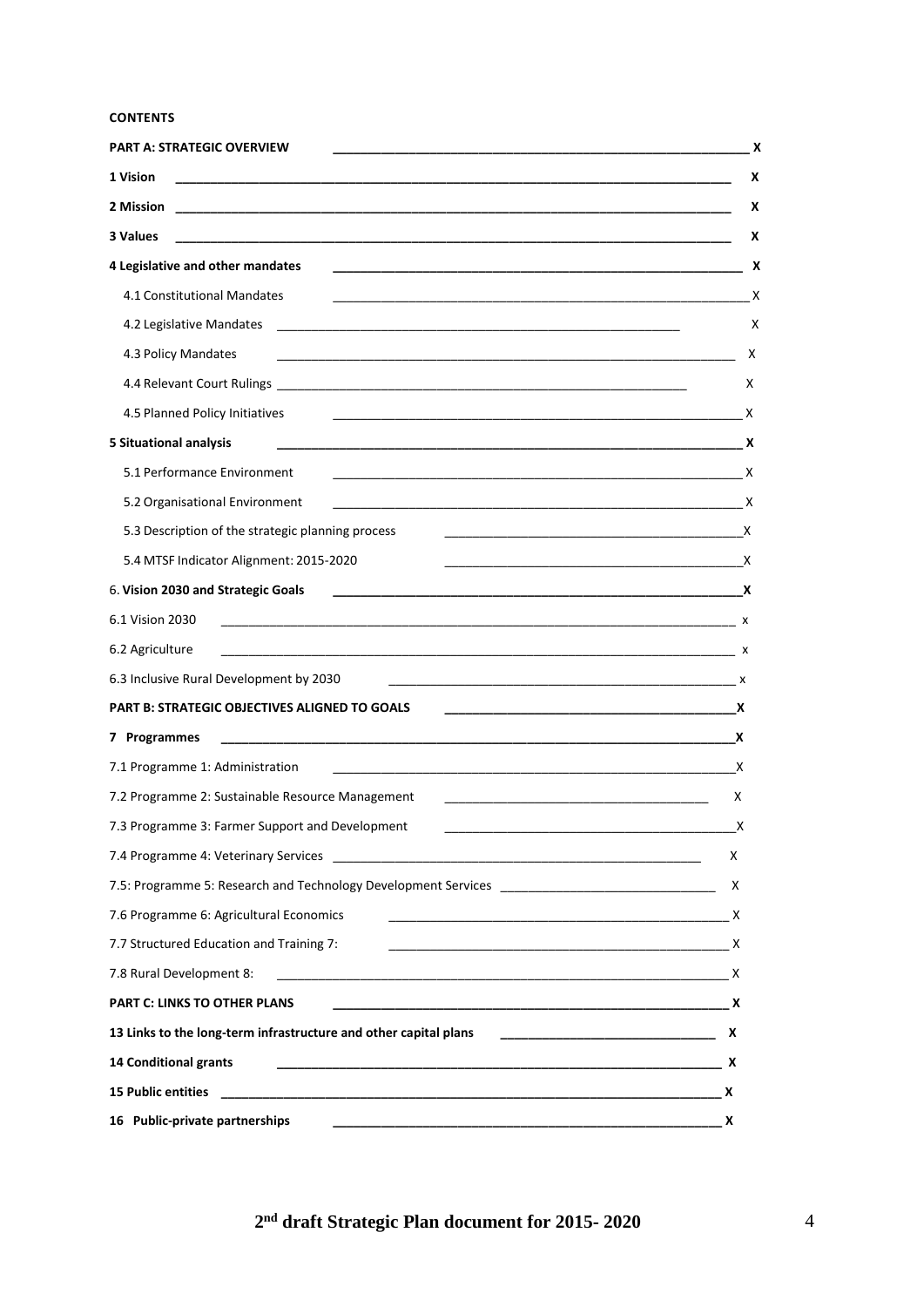**CONTENTS**

**PART A: STRATEGIC OVERVIEW** X

**1 Vision** X

**2 Mission** X

**3 Values** X

**4 Legislative and other mandates** X

- 4.1 Constitutional Mandates X
- 4.2 Legislative Mandates X
- 4.3 Policy Mandates X
- 4.4 Relevant Court Rulings X
- 4.5 Planned Policy Initiatives X

**5 Situational analysis** X

- 5.1 Performance Environment X
- 5.2 Organisational Environment X
- 5.3 Description of the strategic planning process X
- 5.4 MTSF Indicator Alignment: 2015-2020 X

6. **Vision 2030 and Strategic Goals** X

6.1 Vision 2030 x

6.2 Agriculture x

6.3 Inclusive Rural Development by 2030 x

**PART B: STRATEGIC OBJECTIVES ALIGNED TO GOALS** X

**7 Programmes** X

7.1 Programme 1: Administration X

7.2 Programme 2: Sustainable Resource Management X

7.3 Programme 3: Farmer Support and Development X

7.4 Programme 4: Veterinary Services X

7.5: Programme 5: Research and Technology Development Services X

7.6 Programme 6: Agricultural Economics X

7.7 Structured Education and Training 7: X

7.8 Rural Development 8: X

**PART C: LINKS TO OTHER PLANS** X

**13 Links to the long-term infrastructure and other capital plans** X

**14 Conditional grants** X

**15 Public entities** X

**16 Public-private partnerships** X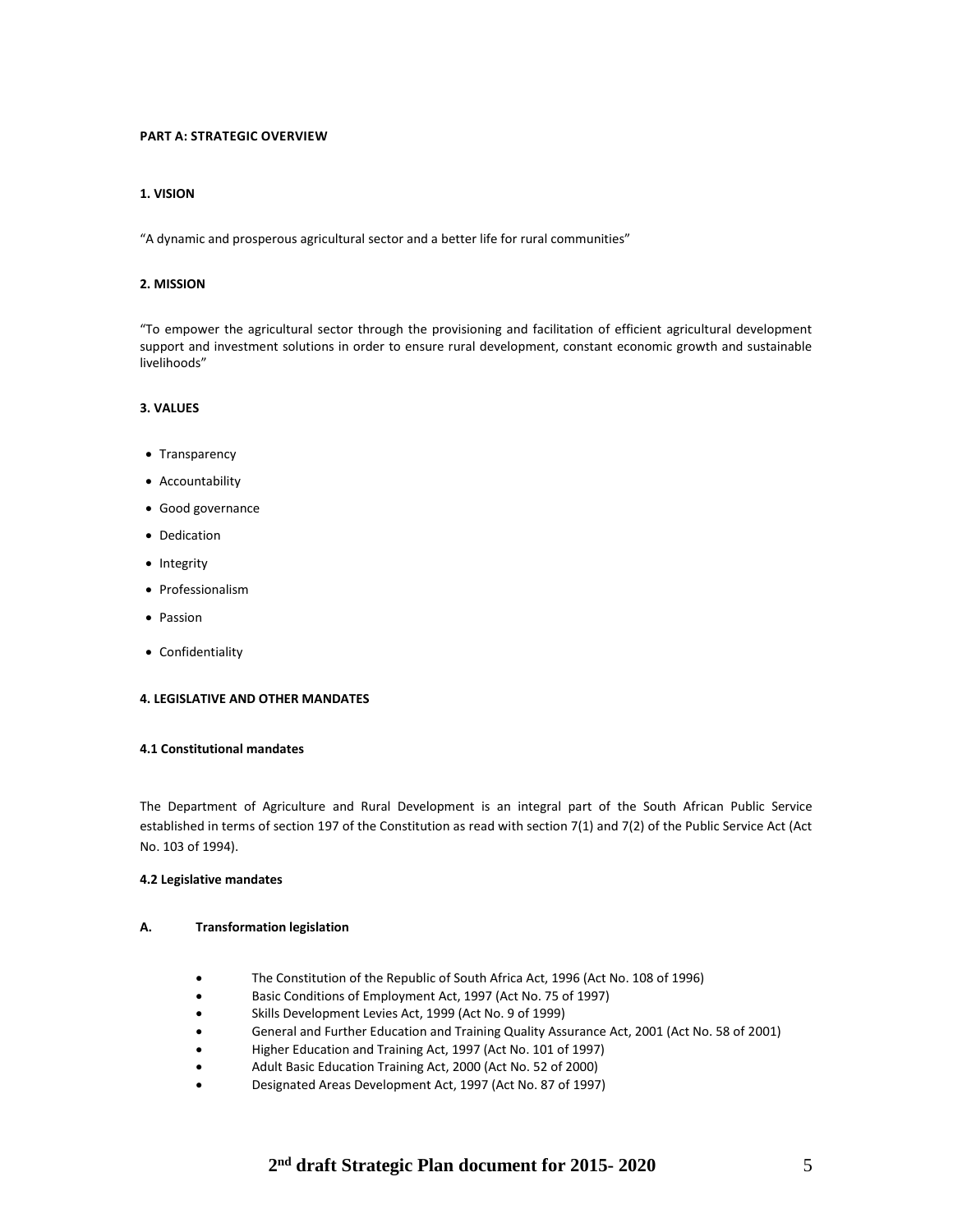# PART A: STRATEGIC OVERVIEW

## 1. VISION

"A dynamic and prosperous agricultural sector and a better life for rural communities"

## 2. MISSION

"To empower the agricultural sector through the provisioning and facilitation of efficient agricultural development support and investment solutions in order to ensure rural development, constant economic growth and sustainable livelihoods"

## 3. VALUES

- Transparency
- Accountability
- Good governance
- Dedication
- Integrity
- Professionalism
- Passion
- Confidentiality

## 4. LEGISLATIVE AND OTHER MANDATES

### 4.1 Constitutional mandates

The Department of Agriculture and Rural Development is an integral part of the South African Public Service established in terms of section 197 of the Constitution as read with section 7(1) and 7(2) of the Public Service Act (Act No. 103 of 1994).

### 4.2 Legislative mandates

#### A. Transformation legislation

- The Constitution of the Republic of South Africa Act, 1996 (Act No. 108 of 1996)
- Basic Conditions of Employment Act, 1997 (Act No. 75 of 1997)
- Skills Development Levies Act, 1999 (Act No. 9 of 1999)
- General and Further Education and Training Quality Assurance Act, 2001 (Act No. 58 of 2001)
- Higher Education and Training Act, 1997 (Act No. 101 of 1997)
- Adult Basic Education Training Act, 2000 (Act No. 52 of 2000)
- Designated Areas Development Act, 1997 (Act No. 87 of 1997)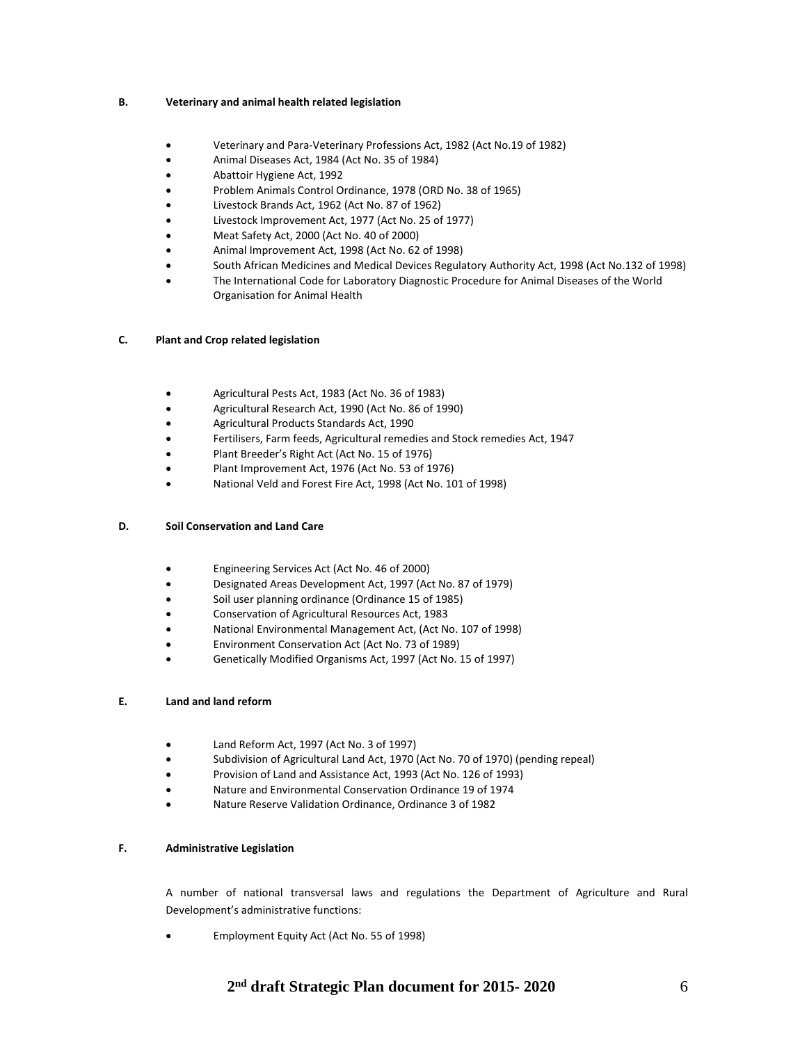### B. Veterinary and animal health related legislation

- Veterinary and Para-Veterinary Professions Act, 1982 (Act No.19 of 1982)
- Animal Diseases Act, 1984 (Act No. 35 of 1984)
- Abattoir Hygiene Act, 1992
- Problem Animals Control Ordinance, 1978 (ORD No. 38 of 1965)
- Livestock Brands Act, 1962 (Act No. 87 of 1962)
- Livestock Improvement Act, 1977 (Act No. 25 of 1977)
- Meat Safety Act, 2000 (Act No. 40 of 2000)
- Animal Improvement Act, 1998 (Act No. 62 of 1998)
- South African Medicines and Medical Devices Regulatory Authority Act, 1998 (Act No.132 of 1998)
- The International Code for Laboratory Diagnostic Procedure for Animal Diseases of the World Organisation for Animal Health

### C. Plant and Crop related legislation

- Agricultural Pests Act, 1983 (Act No. 36 of 1983)
- Agricultural Research Act, 1990 (Act No. 86 of 1990)
- Agricultural Products Standards Act, 1990
- Fertilisers, Farm feeds, Agricultural remedies and Stock remedies Act, 1947
- Plant Breeder's Right Act (Act No. 15 of 1976)
- Plant Improvement Act, 1976 (Act No. 53 of 1976)
- National Veld and Forest Fire Act, 1998 (Act No. 101 of 1998)

### D. Soil Conservation and Land Care

- Engineering Services Act (Act No. 46 of 2000)
- Designated Areas Development Act, 1997 (Act No. 87 of 1979)
- Soil user planning ordinance (Ordinance 15 of 1985)
- Conservation of Agricultural Resources Act, 1983
- National Environmental Management Act, (Act No. 107 of 1998)
- Environment Conservation Act (Act No. 73 of 1989)
- Genetically Modified Organisms Act, 1997 (Act No. 15 of 1997)

### E. Land and land reform

- Land Reform Act, 1997 (Act No. 3 of 1997)
- Subdivision of Agricultural Land Act, 1970 (Act No. 70 of 1970) (pending repeal)
- Provision of Land and Assistance Act, 1993 (Act No. 126 of 1993)
- Nature and Environmental Conservation Ordinance 19 of 1974
- Nature Reserve Validation Ordinance, Ordinance 3 of 1982

### F. Administrative Legislation

A number of national transversal laws and regulations the Department of Agriculture and Rural Development's administrative functions:

- Employment Equity Act (Act No. 55 of 1998)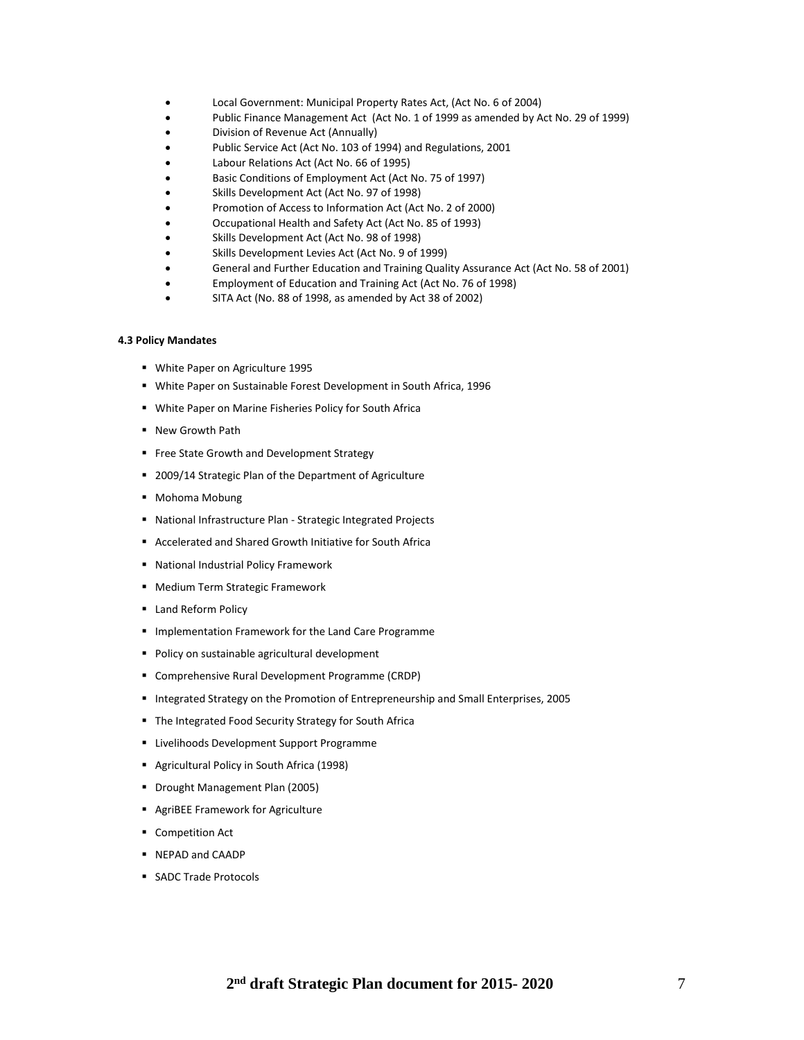- Local Government: Municipal Property Rates Act, (Act No. 6 of 2004)
- Public Finance Management Act (Act No. 1 of 1999 as amended by Act No. 29 of 1999)
- Division of Revenue Act (Annually)
- Public Service Act (Act No. 103 of 1994) and Regulations, 2001
- Labour Relations Act (Act No. 66 of 1995)
- Basic Conditions of Employment Act (Act No. 75 of 1997)
- Skills Development Act (Act No. 97 of 1998)
- Promotion of Access to Information Act (Act No. 2 of 2000)
- Occupational Health and Safety Act (Act No. 85 of 1993)
- Skills Development Act (Act No. 98 of 1998)
- Skills Development Levies Act (Act No. 9 of 1999)
- General and Further Education and Training Quality Assurance Act (Act No. 58 of 2001)
- Employment of Education and Training Act (Act No. 76 of 1998)
- SITA Act (No. 88 of 1998, as amended by Act 38 of 2002)

**4.3 Policy Mandates**

- White Paper on Agriculture 1995
- White Paper on Sustainable Forest Development in South Africa, 1996
- White Paper on Marine Fisheries Policy for South Africa
- New Growth Path
- Free State Growth and Development Strategy
- 2009/14 Strategic Plan of the Department of Agriculture
- Mohoma Mobung
- National Infrastructure Plan - Strategic Integrated Projects
- Accelerated and Shared Growth Initiative for South Africa
- National Industrial Policy Framework
- Medium Term Strategic Framework
- Land Reform Policy
- Implementation Framework for the Land Care Programme
- Policy on sustainable agricultural development
- Comprehensive Rural Development Programme (CRDP)
- Integrated Strategy on the Promotion of Entrepreneurship and Small Enterprises, 2005
- The Integrated Food Security Strategy for South Africa
- Livelihoods Development Support Programme
- Agricultural Policy in South Africa (1998)
- Drought Management Plan (2005)
- AgriBEE Framework for Agriculture
- Competition Act
- NEPAD and CAADP
- SADC Trade Protocols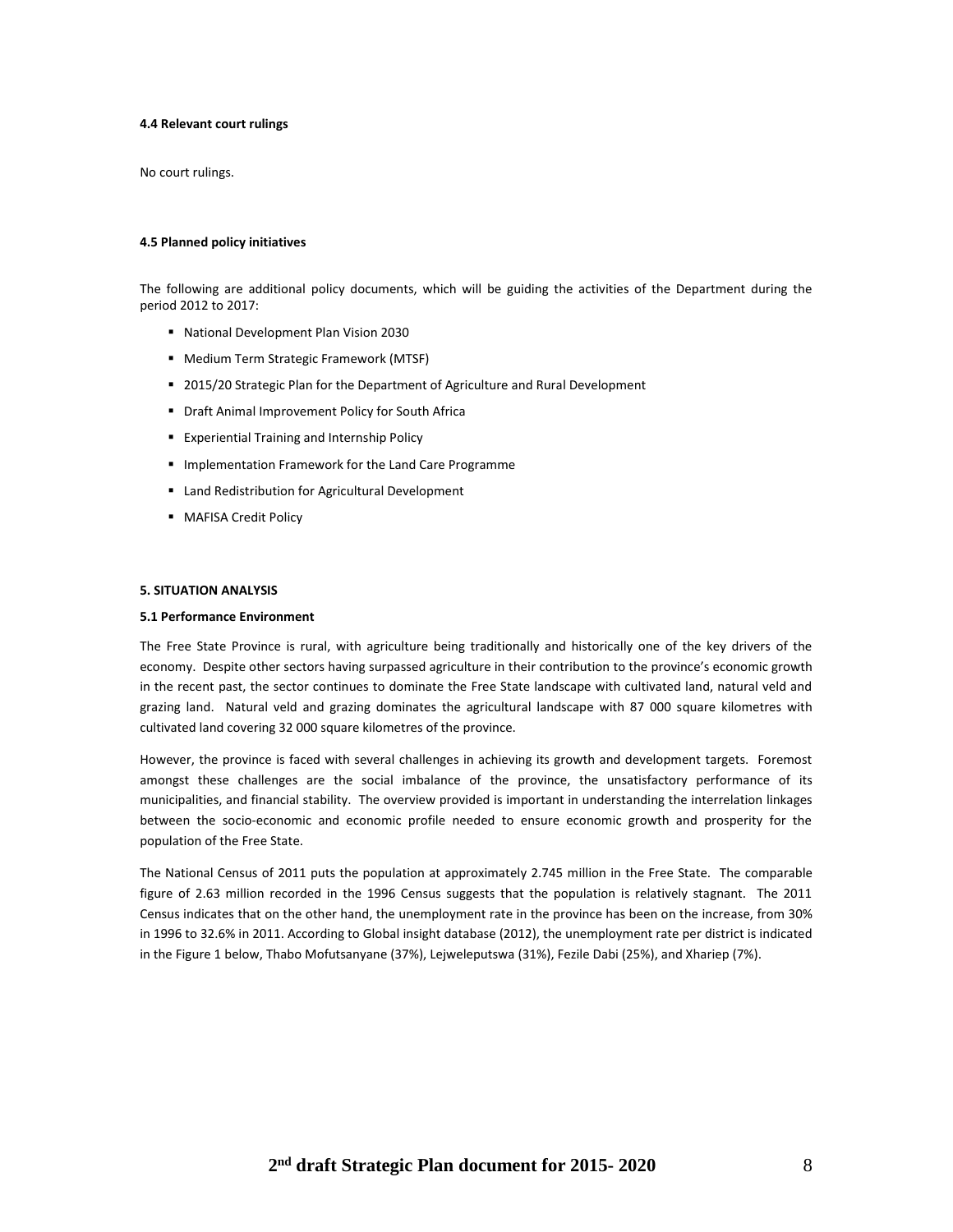#### 4.4 Relevant court rulings

No court rulings.

#### 4.5 Planned policy initiatives

The following are additional policy documents, which will be guiding the activities of the Department during the period 2012 to 2017:

- National Development Plan Vision 2030
- Medium Term Strategic Framework (MTSF)
- 2015/20 Strategic Plan for the Department of Agriculture and Rural Development
- Draft Animal Improvement Policy for South Africa
- Experiential Training and Internship Policy
- Implementation Framework for the Land Care Programme
- Land Redistribution for Agricultural Development
- MAFISA Credit Policy

## 5. SITUATION ANALYSIS

### 5.1 Performance Environment

The Free State Province is rural, with agriculture being traditionally and historically one of the key drivers of the economy. Despite other sectors having surpassed agriculture in their contribution to the province's economic growth in the recent past, the sector continues to dominate the Free State landscape with cultivated land, natural veld and grazing land. Natural veld and grazing dominates the agricultural landscape with 87 000 square kilometres with cultivated land covering 32 000 square kilometres of the province.

However, the province is faced with several challenges in achieving its growth and development targets. Foremost amongst these challenges are the social imbalance of the province, the unsatisfactory performance of its municipalities, and financial stability. The overview provided is important in understanding the interrelation linkages between the socio-economic and economic profile needed to ensure economic growth and prosperity for the population of the Free State.

The National Census of 2011 puts the population at approximately 2.745 million in the Free State. The comparable figure of 2.63 million recorded in the 1996 Census suggests that the population is relatively stagnant. The 2011 Census indicates that on the other hand, the unemployment rate in the province has been on the increase, from 30% in 1996 to 32.6% in 2011. According to Global insight database (2012), the unemployment rate per district is indicated in the Figure 1 below, Thabo Mofutsanyane (37%), Lejweleputswa (31%), Fezile Dabi (25%), and Xhariep (7%).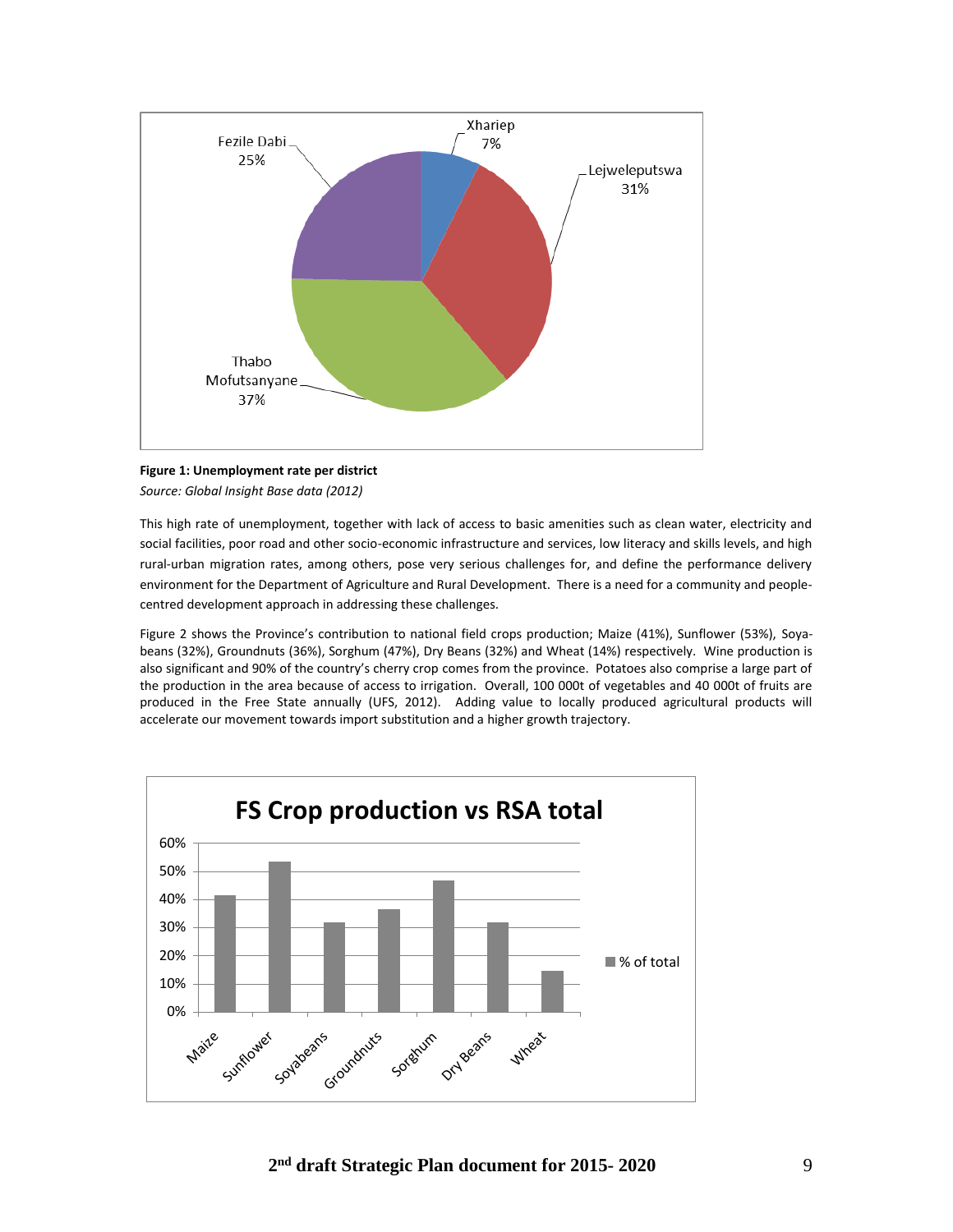**Figure 1: Unemployment rate per district**

*Source: Global Insight Base data (2012)*

This high rate of unemployment, together with lack of access to basic amenities such as clean water, electricity and social facilities, poor road and other socio-economic infrastructure and services, low literacy and skills levels, and high rural-urban migration rates, among others, pose very serious challenges for, and define the performance delivery environment for the Department of Agriculture and Rural Development. There is a need for a community and people-centred development approach in addressing these challenges.

Figure 2 shows the Province's contribution to national field crops production; Maize (41%), Sunflower (53%), Soya-beans (32%), Groundnuts (36%), Sorghum (47%), Dry Beans (32%) and Wheat (14%) respectively. Wine production is also significant and 90% of the country's cherry crop comes from the province. Potatoes also comprise a large part of the production in the area because of access to irrigation. Overall, 100 000t of vegetables and 40 000t of fruits are produced in the Free State annually (UFS, 2012). Adding value to locally produced agricultural products will accelerate our movement towards import substitution and a higher growth trajectory.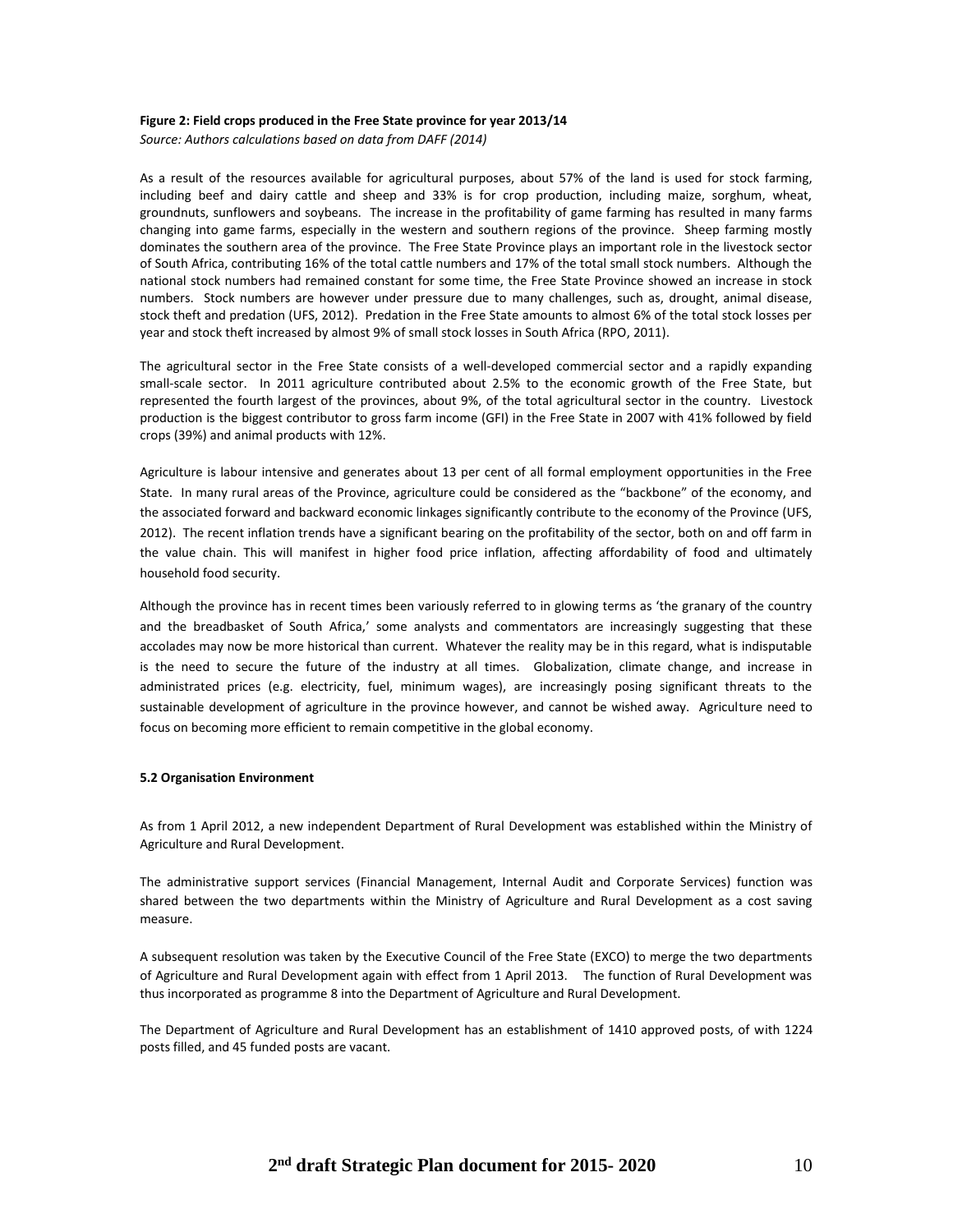**Figure 2: Field crops produced in the Free State province for year 2013/14**

*Source: Authors calculations based on data from DAFF (2014)*

As a result of the resources available for agricultural purposes, about 57% of the land is used for stock farming, including beef and dairy cattle and sheep and 33% is for crop production, including maize, sorghum, wheat, groundnuts, sunflowers and soybeans. The increase in the profitability of game farming has resulted in many farms changing into game farms, especially in the western and southern regions of the province. Sheep farming mostly dominates the southern area of the province. The Free State Province plays an important role in the livestock sector of South Africa, contributing 16% of the total cattle numbers and 17% of the total small stock numbers. Although the national stock numbers had remained constant for some time, the Free State Province showed an increase in stock numbers. Stock numbers are however under pressure due to many challenges, such as, drought, animal disease, stock theft and predation (UFS, 2012). Predation in the Free State amounts to almost 6% of the total stock losses per year and stock theft increased by almost 9% of small stock losses in South Africa (RPO, 2011).

The agricultural sector in the Free State consists of a well-developed commercial sector and a rapidly expanding small-scale sector. In 2011 agriculture contributed about 2.5% to the economic growth of the Free State, but represented the fourth largest of the provinces, about 9%, of the total agricultural sector in the country. Livestock production is the biggest contributor to gross farm income (GFI) in the Free State in 2007 with 41% followed by field crops (39%) and animal products with 12%.

Agriculture is labour intensive and generates about 13 per cent of all formal employment opportunities in the Free State. In many rural areas of the Province, agriculture could be considered as the "backbone" of the economy, and the associated forward and backward economic linkages significantly contribute to the economy of the Province (UFS, 2012). The recent inflation trends have a significant bearing on the profitability of the sector, both on and off farm in the value chain. This will manifest in higher food price inflation, affecting affordability of food and ultimately household food security.

Although the province has in recent times been variously referred to in glowing terms as 'the granary of the country and the breadbasket of South Africa,' some analysts and commentators are increasingly suggesting that these accolades may now be more historical than current. Whatever the reality may be in this regard, what is indisputable is the need to secure the future of the industry at all times. Globalization, climate change, and increase in administrated prices (e.g. electricity, fuel, minimum wages), are increasingly posing significant threats to the sustainable development of agriculture in the province however, and cannot be wished away. Agriculture need to focus on becoming more efficient to remain competitive in the global economy.

#### 5.2 Organisation Environment

As from 1 April 2012, a new independent Department of Rural Development was established within the Ministry of Agriculture and Rural Development.

The administrative support services (Financial Management, Internal Audit and Corporate Services) function was shared between the two departments within the Ministry of Agriculture and Rural Development as a cost saving measure.

A subsequent resolution was taken by the Executive Council of the Free State (EXCO) to merge the two departments of Agriculture and Rural Development again with effect from 1 April 2013. The function of Rural Development was thus incorporated as programme 8 into the Department of Agriculture and Rural Development.

The Department of Agriculture and Rural Development has an establishment of 1410 approved posts, of with 1224 posts filled, and 45 funded posts are vacant.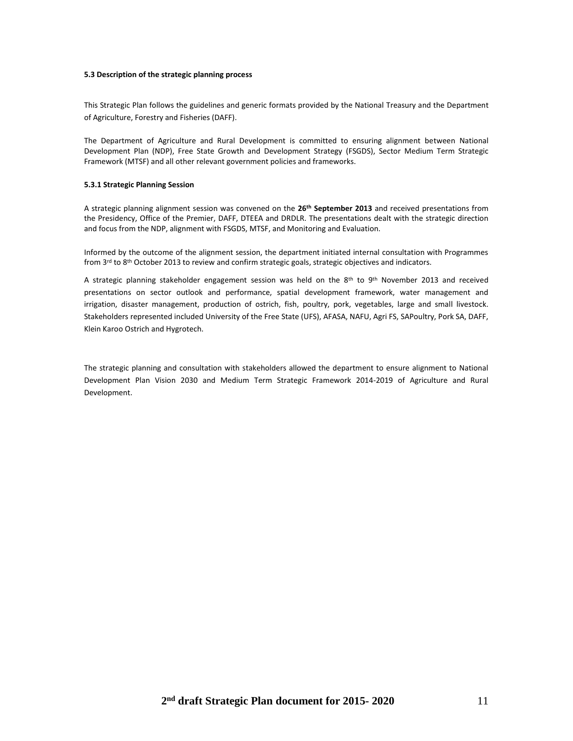**5.3 Description of the strategic planning process**

This Strategic Plan follows the guidelines and generic formats provided by the National Treasury and the Department of Agriculture, Forestry and Fisheries (DAFF).

The Department of Agriculture and Rural Development is committed to ensuring alignment between National Development Plan (NDP), Free State Growth and Development Strategy (FSGDS), Sector Medium Term Strategic Framework (MTSF) and all other relevant government policies and frameworks.

**5.3.1 Strategic Planning Session**

A strategic planning alignment session was convened on the **26th September 2013** and received presentations from the Presidency, Office of the Premier, DAFF, DTEEA and DRDLR. The presentations dealt with the strategic direction and focus from the NDP, alignment with FSGDS, MTSF, and Monitoring and Evaluation.

Informed by the outcome of the alignment session, the department initiated internal consultation with Programmes from 3rd to 8th October 2013 to review and confirm strategic goals, strategic objectives and indicators.

A strategic planning stakeholder engagement session was held on the 8th to 9th November 2013 and received presentations on sector outlook and performance, spatial development framework, water management and irrigation, disaster management, production of ostrich, fish, poultry, pork, vegetables, large and small livestock. Stakeholders represented included University of the Free State (UFS), AFASA, NAFU, Agri FS, SAPoultry, Pork SA, DAFF, Klein Karoo Ostrich and Hygrotech.

The strategic planning and consultation with stakeholders allowed the department to ensure alignment to National Development Plan Vision 2030 and Medium Term Strategic Framework 2014-2019 of Agriculture and Rural Development.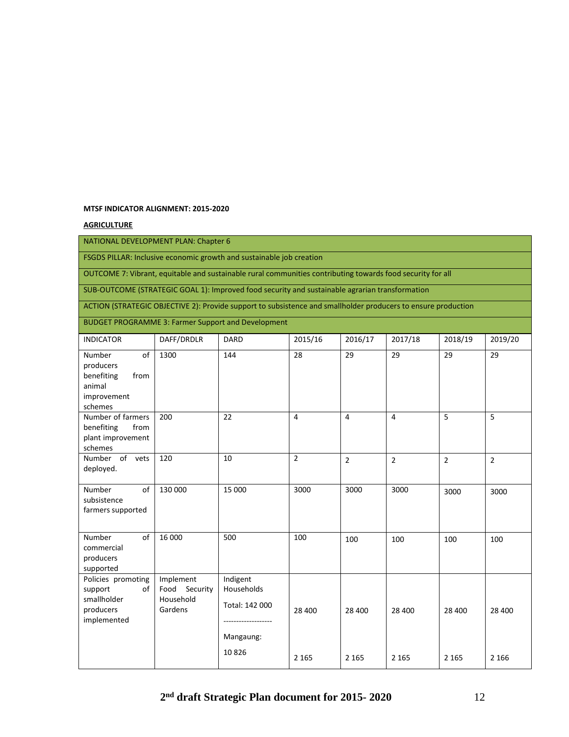**MTSF INDICATOR ALIGNMENT: 2015-2020**

**AGRICULTURE**

| NATIONAL DEVELOPMENT PLAN: Chapter 6 | | | | | | | |
|---|---|---|---|---|---|---|---|
| FSGDS PILLAR: Inclusive economic growth and sustainable job creation | | | | | | | |
| OUTCOME 7: Vibrant, equitable and sustainable rural communities contributing towards food security for all | | | | | | | |
| SUB-OUTCOME (STRATEGIC GOAL 1): Improved food security and sustainable agrarian transformation | | | | | | | |
| ACTION (STRATEGIC OBJECTIVE 2): Provide support to subsistence and smallholder producers to ensure production | | | | | | | |
| BUDGET PROGRAMME 3: Farmer Support and Development | | | | | | | |
| INDICATOR | DAFF/DRDLR | DARD | 2015/16 | 2016/17 | 2017/18 | 2018/19 | 2019/20 |
| Number of producers benefiting from animal improvement schemes | 1300 | 144 | 28 | 29 | 29 | 29 | 29 |
| Number of farmers benefiting from plant improvement schemes | 200 | 22 | 4 | 4 | 4 | 5 | 5 |
| Number of vets deployed. | 120 | 10 | 2 | 2 | 2 | 2 | 2 |
| Number of subsistence farmers supported | 130 000 | 15 000 | 3000 | 3000 | 3000 | 3000 | 3000 |
| Number of commercial producers supported | 16 000 | 500 | 100 | 100 | 100 | 100 | 100 |
| Policies promoting support of smallholder producers implemented | Implement Food Security Household Gardens | Indigent Households<br>Total: 142 000<br>-------------------<br>Mangaung:<br>10 826 | 28 400<br><br>2 165 | 28 400<br><br>2 165 | 28 400<br><br>2 165 | 28 400<br><br>2 165 | 28 400<br><br>2 166 |

**2nd draft Strategic Plan document for 2015- 2020**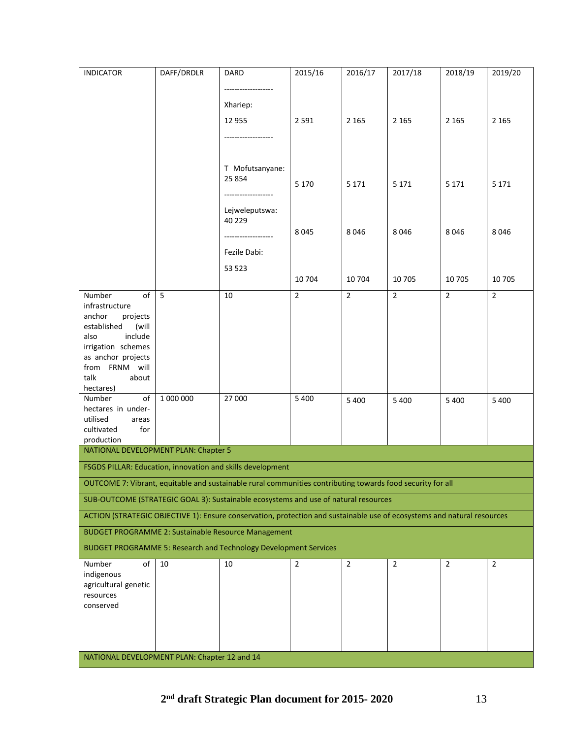| INDICATOR | DAFF/DRDLR | DARD | 2015/16 | 2016/17 | 2017/18 | 2018/19 | 2019/20 |
|---|---|---|---|---|---|---|---|
| | | ------------------- Xhariep: 12 955 ------------------- | 2 591 | 2 165 | 2 165 | 2 165 | 2 165 |
| | | T Mofutsanyane: 25 854 ------------------- | 5 170 | 5 171 | 5 171 | 5 171 | 5 171 |
| | | Lejweleputswa: 40 229 ------------------- | 8 045 | 8 046 | 8 046 | 8 046 | 8 046 |
| | | Fezile Dabi: 53 523 | 10 704 | 10 704 | 10 705 | 10 705 | 10 705 |
| Number of infrastructure anchor projects established (will also include irrigation schemes as anchor projects from FRNM will talk about hectares) | 5 | 10 | 2 | 2 | 2 | 2 | 2 |
| Number of hectares in under-utilised areas cultivated for production | 1 000 000 | 27 000 | 5 400 | 5 400 | 5 400 | 5 400 | 5 400 |
| NATIONAL DEVELOPMENT PLAN: Chapter 5 | | | | | | | |
| FSGDS PILLAR: Education, innovation and skills development | | | | | | | |
| OUTCOME 7: Vibrant, equitable and sustainable rural communities contributing towards food security for all | | | | | | | |
| SUB-OUTCOME (STRATEGIC GOAL 3): Sustainable ecosystems and use of natural resources | | | | | | | |
| ACTION (STRATEGIC OBJECTIVE 1): Ensure conservation, protection and sustainable use of ecosystems and natural resources | | | | | | | |
| BUDGET PROGRAMME 2: Sustainable Resource Management<br>BUDGET PROGRAMME 5: Research and Technology Development Services | | | | | | | |
| Number of indigenous agricultural genetic resources conserved | 10 | 10 | 2 | 2 | 2 | 2 | 2 |
| NATIONAL DEVELOPMENT PLAN: Chapter 12 and 14 | | | | | | | |

**2[nd] draft Strategic Plan document for 2015- 2020**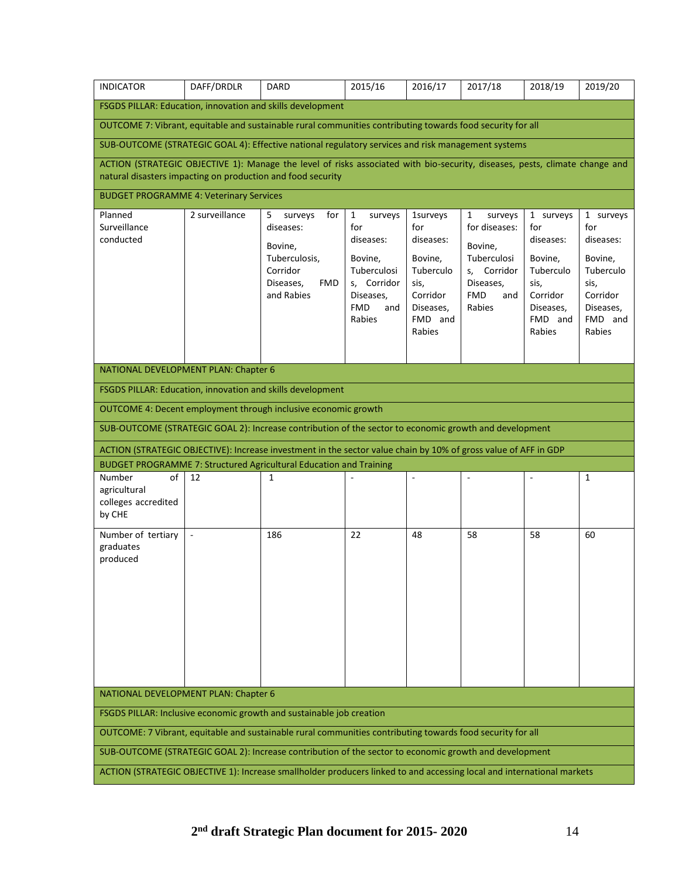| INDICATOR | DAFF/DRDLR | DARD | 2015/16 | 2016/17 | 2017/18 | 2018/19 | 2019/20 |
|---|---|---|---|---|---|---|---|
| FSGDS PILLAR: Education, innovation and skills development | | | | | | | |
| OUTCOME 7: Vibrant, equitable and sustainable rural communities contributing towards food security for all | | | | | | | |
| SUB-OUTCOME (STRATEGIC GOAL 4): Effective national regulatory services and risk management systems | | | | | | | |
| ACTION (STRATEGIC OBJECTIVE 1): Manage the level of risks associated with bio-security, diseases, pests, climate change and natural disasters impacting on production and food security | | | | | | | |
| BUDGET PROGRAMME 4: Veterinary Services | | | | | | | |
| Planned Surveillance conducted | 2 surveillance | 5 surveys for diseases: Bovine, Tuberculosis, Corridor Diseases, FMD and Rabies | 1 surveys for diseases: Bovine, Tuberculosis, Corridor Diseases, FMD and Rabies | 1surveys for diseases: Bovine, Tuberculosis, Corridor Diseases, FMD and Rabies | 1 surveys for diseases: Bovine, Tuberculosis, Corridor Diseases, FMD and Rabies | 1 surveys for diseases: Bovine, Tuberculosis, Corridor Diseases, FMD and Rabies | 1 surveys for diseases: Bovine, Tuberculosis, Corridor Diseases, FMD and Rabies |
| NATIONAL DEVELOPMENT PLAN: Chapter 6 | | | | | | | |
| FSGDS PILLAR: Education, innovation and skills development | | | | | | | |
| OUTCOME 4: Decent employment through inclusive economic growth | | | | | | | |
| SUB-OUTCOME (STRATEGIC GOAL 2): Increase contribution of the sector to economic growth and development | | | | | | | |
| ACTION (STRATEGIC OBJECTIVE): Increase investment in the sector value chain by 10% of gross value of AFF in GDP | | | | | | | |
| BUDGET PROGRAMME 7: Structured Agricultural Education and Training | | | | | | | |
| Number of agricultural colleges accredited by CHE | 12 | 1 | - | - | - | - | 1 |
| Number of tertiary graduates produced | - | 186 | 22 | 48 | 58 | 58 | 60 |
| NATIONAL DEVELOPMENT PLAN: Chapter 6 | | | | | | | |
| FSGDS PILLAR: Inclusive economic growth and sustainable job creation | | | | | | | |
| OUTCOME: 7 Vibrant, equitable and sustainable rural communities contributing towards food security for all | | | | | | | |
| SUB-OUTCOME (STRATEGIC GOAL 2): Increase contribution of the sector to economic growth and development | | | | | | | |
| ACTION (STRATEGIC OBJECTIVE 1): Increase smallholder producers linked to and accessing local and international markets | | | | | | | |

**2nd draft Strategic Plan document for 2015- 2020**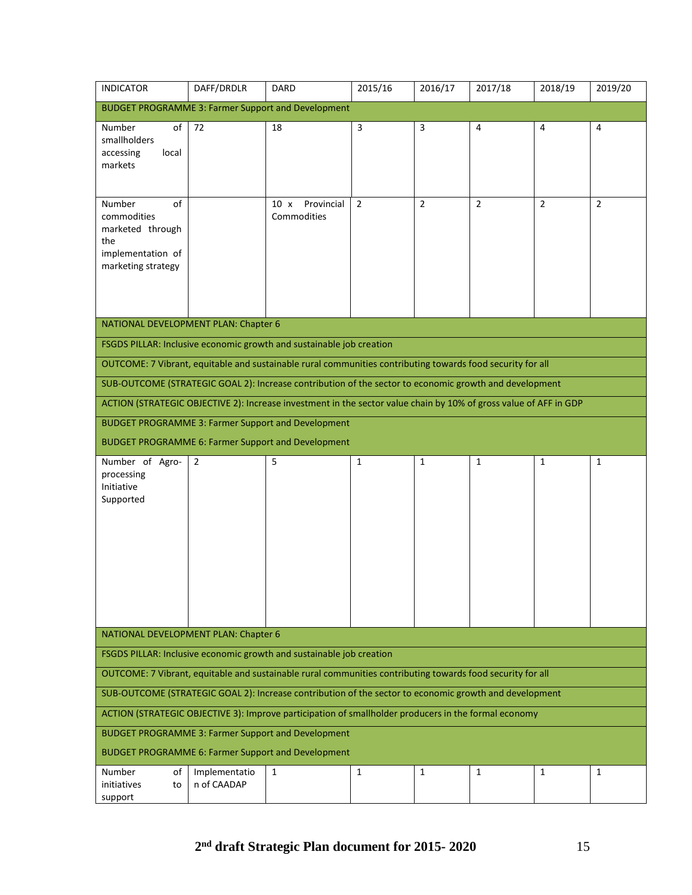| INDICATOR | DAFF/DRDLR | DARD | 2015/16 | 2016/17 | 2017/18 | 2018/19 | 2019/20 |
|---|---|---|---|---|---|---|---|
| BUDGET PROGRAMME 3: Farmer Support and Development | | | | | | | |
| Number of smallholders accessing local markets | 72 | 18 | 3 | 3 | 4 | 4 | 4 |
| Number of commodities marketed through the implementation of marketing strategy | | 10 x Provincial Commodities | 2 | 2 | 2 | 2 | 2 |
| NATIONAL DEVELOPMENT PLAN: Chapter 6 | | | | | | | |
| FSGDS PILLAR: Inclusive economic growth and sustainable job creation | | | | | | | |
| OUTCOME: 7 Vibrant, equitable and sustainable rural communities contributing towards food security for all | | | | | | | |
| SUB-OUTCOME (STRATEGIC GOAL 2): Increase contribution of the sector to economic growth and development | | | | | | | |
| ACTION (STRATEGIC OBJECTIVE 2): Increase investment in the sector value chain by 10% of gross value of AFF in GDP | | | | | | | |
| BUDGET PROGRAMME 3: Farmer Support and Development<br>BUDGET PROGRAMME 6: Farmer Support and Development | | | | | | | |
| Number of Agro-processing Initiative Supported | 2 | 5 | 1 | 1 | 1 | 1 | 1 |
| NATIONAL DEVELOPMENT PLAN: Chapter 6 | | | | | | | |
| FSGDS PILLAR: Inclusive economic growth and sustainable job creation | | | | | | | |
| OUTCOME: 7 Vibrant, equitable and sustainable rural communities contributing towards food security for all | | | | | | | |
| SUB-OUTCOME (STRATEGIC GOAL 2): Increase contribution of the sector to economic growth and development | | | | | | | |
| ACTION (STRATEGIC OBJECTIVE 3): Improve participation of smallholder producers in the formal economy | | | | | | | |
| BUDGET PROGRAMME 3: Farmer Support and Development<br>BUDGET PROGRAMME 6: Farmer Support and Development | | | | | | | |
| Number of initiatives to support | Implementation of CAADAP | 1 | 1 | 1 | 1 | 1 | 1 |

**2[nd] draft Strategic Plan document for 2015- 2020**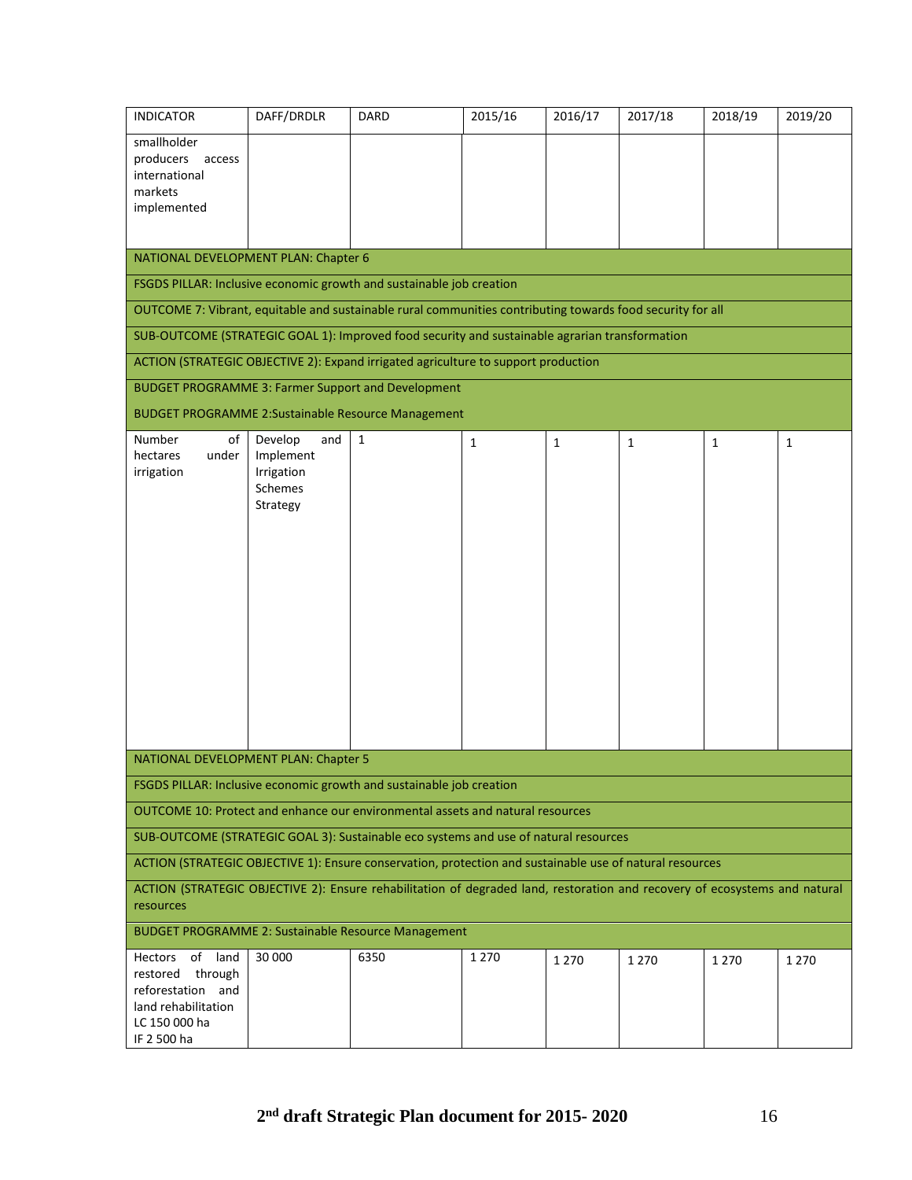| INDICATOR | DAFF/DRDLR | DARD | 2015/16 | 2016/17 | 2017/18 | 2018/19 | 2019/20 |
|---|---|---|---|---|---|---|---|
| smallholder producers access international markets implemented | | | | | | | |
| NATIONAL DEVELOPMENT PLAN: Chapter 6 | | | | | | | |
| FSGDS PILLAR: Inclusive economic growth and sustainable job creation | | | | | | | |
| OUTCOME 7: Vibrant, equitable and sustainable rural communities contributing towards food security for all | | | | | | | |
| SUB-OUTCOME (STRATEGIC GOAL 1): Improved food security and sustainable agrarian transformation | | | | | | | |
| ACTION (STRATEGIC OBJECTIVE 2): Expand irrigated agriculture to support production | | | | | | | |
| BUDGET PROGRAMME 3: Farmer Support and Development<br>BUDGET PROGRAMME 2:Sustainable Resource Management | | | | | | | |
| Number of hectares under irrigation | Develop and Implement Irrigation Schemes Strategy | 1 | 1 | 1 | 1 | 1 | 1 |
| NATIONAL DEVELOPMENT PLAN: Chapter 5 | | | | | | | |
| FSGDS PILLAR: Inclusive economic growth and sustainable job creation | | | | | | | |
| OUTCOME 10: Protect and enhance our environmental assets and natural resources | | | | | | | |
| SUB-OUTCOME (STRATEGIC GOAL 3): Sustainable eco systems and use of natural resources | | | | | | | |
| ACTION (STRATEGIC OBJECTIVE 1): Ensure conservation, protection and sustainable use of natural resources | | | | | | | |
| ACTION (STRATEGIC OBJECTIVE 2): Ensure rehabilitation of degraded land, restoration and recovery of ecosystems and natural resources | | | | | | | |
| BUDGET PROGRAMME 2: Sustainable Resource Management | | | | | | | |
| Hectors of land restored through reforestation and land rehabilitation<br>LC 150 000 ha<br>IF 2 500 ha | 30 000 | 6350 | 1 270 | 1 270 | 1 270 | 1 270 | 1 270 |

**2nd draft Strategic Plan document for 2015- 2020**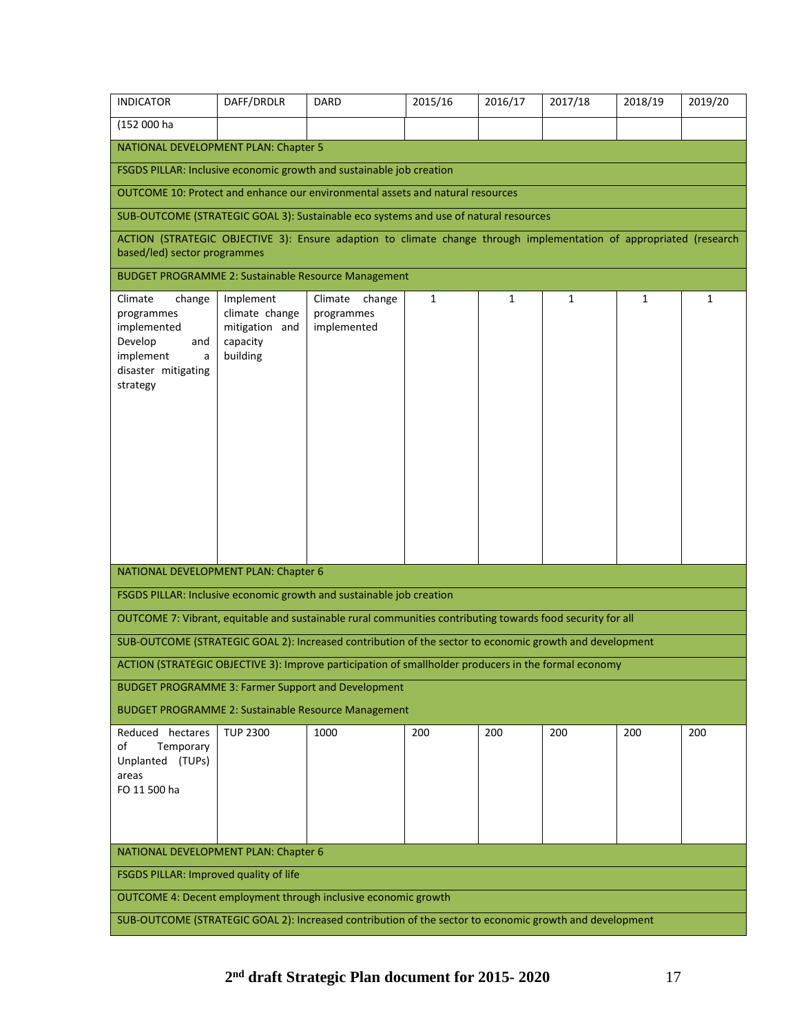| INDICATOR | DAFF/DRDLR | DARD | 2015/16 | 2016/17 | 2017/18 | 2018/19 | 2019/20 |
|---|---|---|---|---|---|---|---|
| (152 000 ha | | | | | | | |
| NATIONAL DEVELOPMENT PLAN: Chapter 5 | | | | | | | |
| FSGDS PILLAR: Inclusive economic growth and sustainable job creation | | | | | | | |
| OUTCOME 10: Protect and enhance our environmental assets and natural resources | | | | | | | |
| SUB-OUTCOME (STRATEGIC GOAL 3): Sustainable eco systems and use of natural resources | | | | | | | |
| ACTION (STRATEGIC OBJECTIVE 3): Ensure adaption to climate change through implementation of appropriated (research based/led) sector programmes | | | | | | | |
| BUDGET PROGRAMME 2: Sustainable Resource Management | | | | | | | |
| Climate change programmes implemented Develop and implement a disaster mitigating strategy | Implement climate change mitigation and capacity building | Climate change programmes implemented | 1 | 1 | 1 | 1 | 1 |
| NATIONAL DEVELOPMENT PLAN: Chapter 6 | | | | | | | |
| FSGDS PILLAR: Inclusive economic growth and sustainable job creation | | | | | | | |
| OUTCOME 7: Vibrant, equitable and sustainable rural communities contributing towards food security for all | | | | | | | |
| SUB-OUTCOME (STRATEGIC GOAL 2): Increased contribution of the sector to economic growth and development | | | | | | | |
| ACTION (STRATEGIC OBJECTIVE 3): Improve participation of smallholder producers in the formal economy | | | | | | | |
| BUDGET PROGRAMME 3: Farmer Support and Development<br>BUDGET PROGRAMME 2: Sustainable Resource Management | | | | | | | |
| Reduced hectares of Temporary Unplanted (TUPs) areas FO 11 500 ha | TUP 2300 | 1000 | 200 | 200 | 200 | 200 | 200 |
| NATIONAL DEVELOPMENT PLAN: Chapter 6 | | | | | | | |
| FSGDS PILLAR: Improved quality of life | | | | | | | |
| OUTCOME 4: Decent employment through inclusive economic growth | | | | | | | |
| SUB-OUTCOME (STRATEGIC GOAL 2): Increased contribution of the sector to economic growth and development | | | | | | | |

**2nd draft Strategic Plan document for 2015- 2020**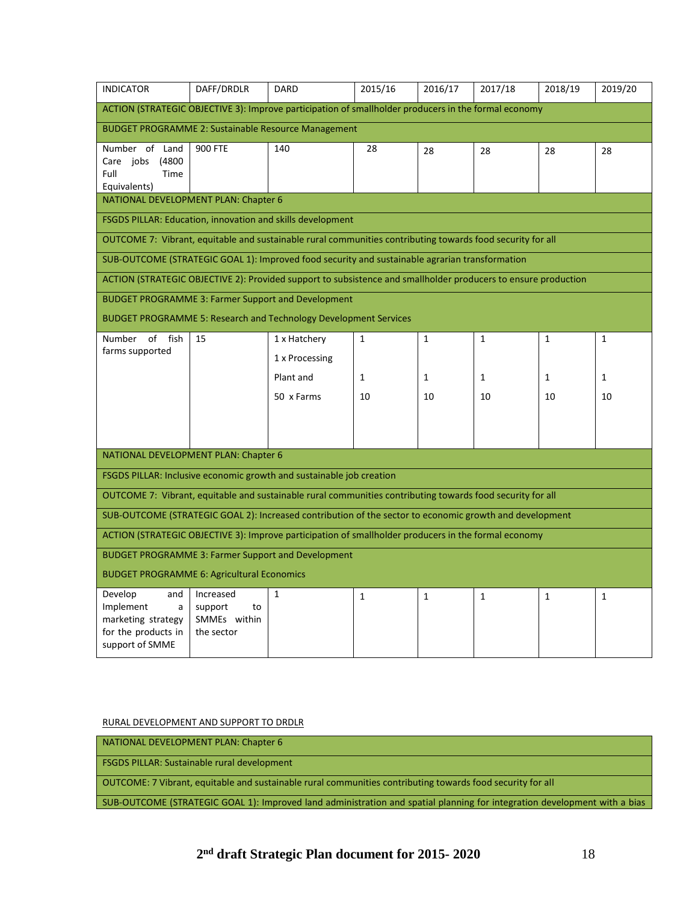| INDICATOR | DAFF/DRDLR | DARD | 2015/16 | 2016/17 | 2017/18 | 2018/19 | 2019/20 |
|---|---|---|---|---|---|---|---|
| ACTION (STRATEGIC OBJECTIVE 3): Improve participation of smallholder producers in the formal economy | | | | | | | |
| BUDGET PROGRAMME 2: Sustainable Resource Management | | | | | | | |
| Number of Land Care jobs (4800 Full Time Equivalents) | 900 FTE | 140 | 28 | 28 | 28 | 28 | 28 |
| NATIONAL DEVELOPMENT PLAN: Chapter 6 | | | | | | | |
| FSGDS PILLAR: Education, innovation and skills development | | | | | | | |
| OUTCOME 7: Vibrant, equitable and sustainable rural communities contributing towards food security for all | | | | | | | |
| SUB-OUTCOME (STRATEGIC GOAL 1): Improved food security and sustainable agrarian transformation | | | | | | | |
| ACTION (STRATEGIC OBJECTIVE 2): Provided support to subsistence and smallholder producers to ensure production | | | | | | | |
| BUDGET PROGRAMME 3: Farmer Support and Development<br>BUDGET PROGRAMME 5: Research and Technology Development Services | | | | | | | |
| Number of fish farms supported | 15 | 1 x Hatchery<br>1 x Processing<br>Plant and<br>50 x Farms | 1<br><br>1<br>10 | 1<br><br>1<br>10 | 1<br><br>1<br>10 | 1<br><br>1<br>10 | 1<br><br>1<br>10 |
| NATIONAL DEVELOPMENT PLAN: Chapter 6 | | | | | | | |
| FSGDS PILLAR: Inclusive economic growth and sustainable job creation | | | | | | | |
| OUTCOME 7: Vibrant, equitable and sustainable rural communities contributing towards food security for all | | | | | | | |
| SUB-OUTCOME (STRATEGIC GOAL 2): Increased contribution of the sector to economic growth and development | | | | | | | |
| ACTION (STRATEGIC OBJECTIVE 3): Improve participation of smallholder producers in the formal economy | | | | | | | |
| BUDGET PROGRAMME 3: Farmer Support and Development<br>BUDGET PROGRAMME 6: Agricultural Economics | | | | | | | |
| Develop and Implement a marketing strategy for the products in support of SMME | Increased support to SMMEs within the sector | 1 | 1 | 1 | 1 | 1 | 1 |

RURAL DEVELOPMENT AND SUPPORT TO DRDLR

| NATIONAL DEVELOPMENT PLAN: Chapter 6 |
|---|
| FSGDS PILLAR: Sustainable rural development |
| OUTCOME: 7 Vibrant, equitable and sustainable rural communities contributing towards food security for all |
| SUB-OUTCOME (STRATEGIC GOAL 1): Improved land administration and spatial planning for integration development with a bias |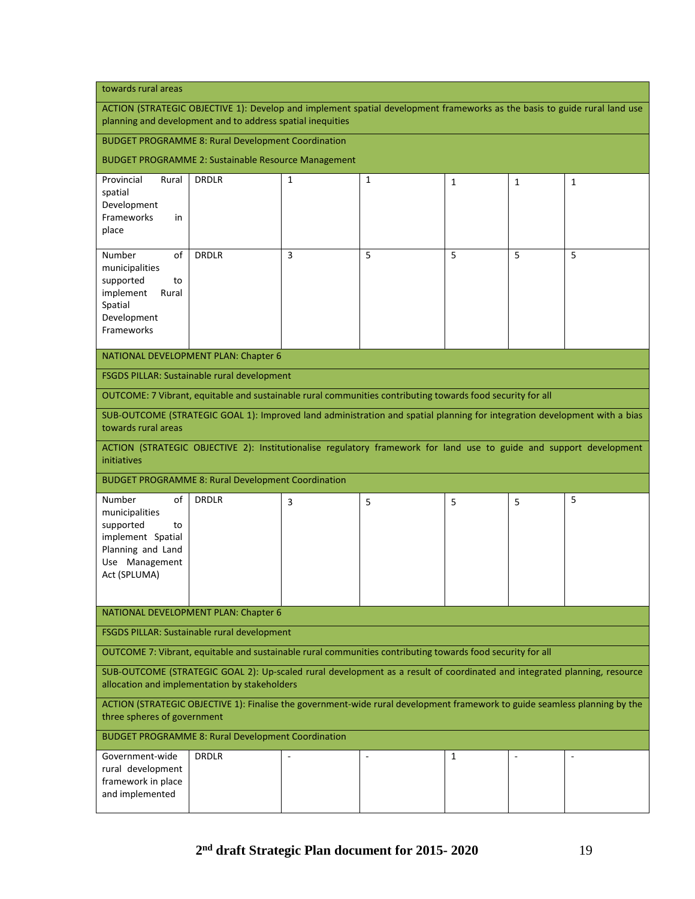| | | | | | | |
|---|---|---|---|---|---|---|
| towards rural areas | | | | | | |
| ACTION (STRATEGIC OBJECTIVE 1): Develop and implement spatial development frameworks as the basis to guide rural land use planning and development and to address spatial inequities | | | | | | |
| BUDGET PROGRAMME 8: Rural Development Coordination<br>BUDGET PROGRAMME 2: Sustainable Resource Management | | | | | | |
| Provincial Rural spatial Development Frameworks in place | DRDLR | 1 | 1 | 1 | 1 | 1 |
| Number of municipalities supported to implement Rural Spatial Development Frameworks | DRDLR | 3 | 5 | 5 | 5 | 5 |
| NATIONAL DEVELOPMENT PLAN: Chapter 6 | | | | | | |
| FSGDS PILLAR: Sustainable rural development | | | | | | |
| OUTCOME: 7 Vibrant, equitable and sustainable rural communities contributing towards food security for all | | | | | | |
| SUB-OUTCOME (STRATEGIC GOAL 1): Improved land administration and spatial planning for integration development with a bias towards rural areas | | | | | | |
| ACTION (STRATEGIC OBJECTIVE 2): Institutionalise regulatory framework for land use to guide and support development initiatives | | | | | | |
| BUDGET PROGRAMME 8: Rural Development Coordination | | | | | | |
| Number of municipalities supported to implement Spatial Planning and Land Use Management Act (SPLUMA) | DRDLR | 3 | 5 | 5 | 5 | 5 |
| NATIONAL DEVELOPMENT PLAN: Chapter 6 | | | | | | |
| FSGDS PILLAR: Sustainable rural development | | | | | | |
| OUTCOME 7: Vibrant, equitable and sustainable rural communities contributing towards food security for all | | | | | | |
| SUB-OUTCOME (STRATEGIC GOAL 2): Up-scaled rural development as a result of coordinated and integrated planning, resource allocation and implementation by stakeholders | | | | | | |
| ACTION (STRATEGIC OBJECTIVE 1): Finalise the government-wide rural development framework to guide seamless planning by the three spheres of government | | | | | | |
| BUDGET PROGRAMME 8: Rural Development Coordination | | | | | | |
| Government-wide rural development framework in place and implemented | DRDLR | - | - | 1 | - | - |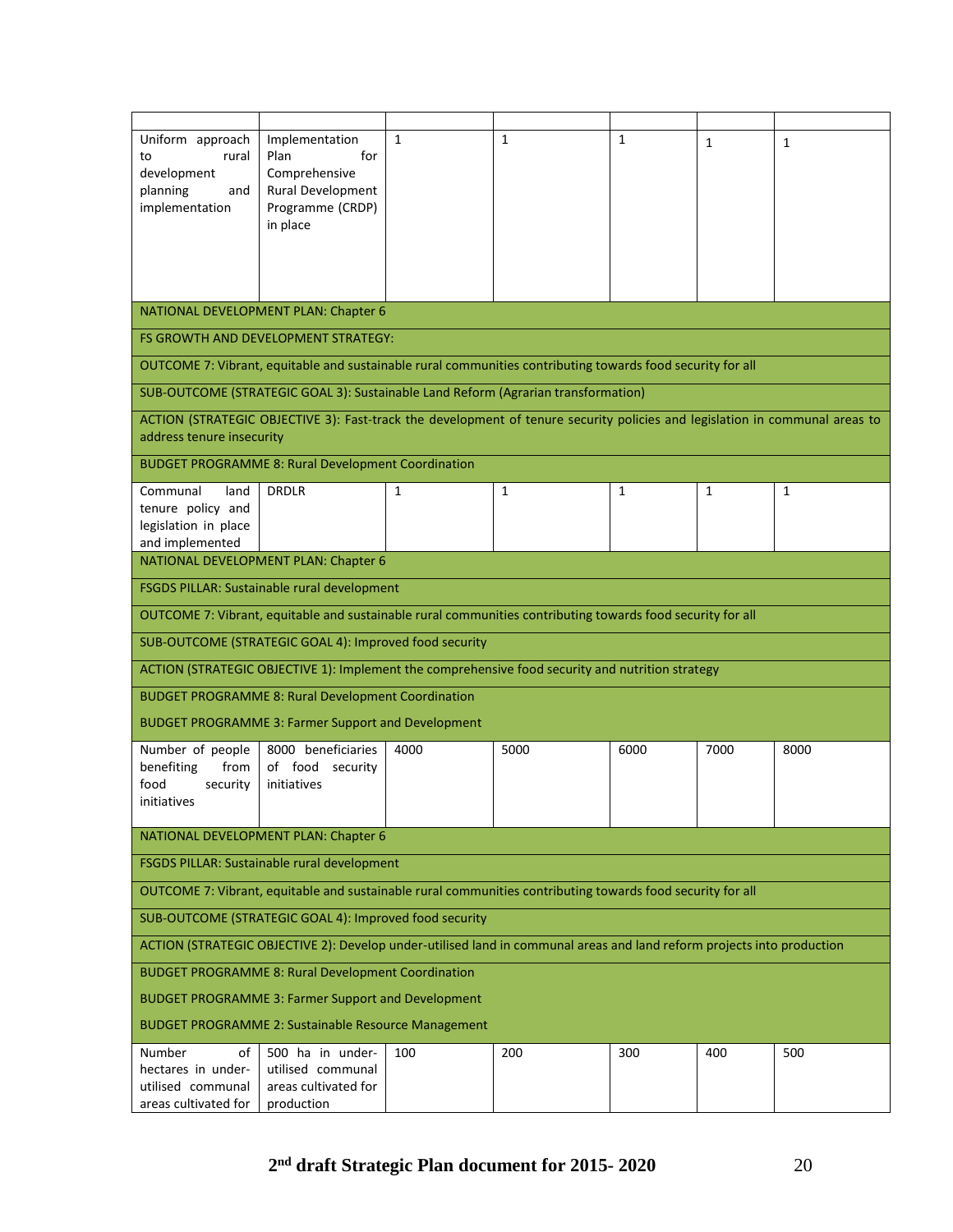| | | | | | | |
|---|---|---|---|---|---|---|
| Uniform approach to rural development planning and implementation | Implementation Plan for Comprehensive Rural Development Programme (CRDP) in place | 1 | 1 | 1 | 1 | 1 |
| NATIONAL DEVELOPMENT PLAN: Chapter 6 | | | | | | |
| FS GROWTH AND DEVELOPMENT STRATEGY: | | | | | | |
| OUTCOME 7: Vibrant, equitable and sustainable rural communities contributing towards food security for all | | | | | | |
| SUB-OUTCOME (STRATEGIC GOAL 3): Sustainable Land Reform (Agrarian transformation) | | | | | | |
| ACTION (STRATEGIC OBJECTIVE 3): Fast-track the development of tenure security policies and legislation in communal areas to address tenure insecurity | | | | | | |
| BUDGET PROGRAMME 8: Rural Development Coordination | | | | | | |
| Communal land tenure policy and legislation in place and implemented | DRDLR | 1 | 1 | 1 | 1 | 1 |
| NATIONAL DEVELOPMENT PLAN: Chapter 6 | | | | | | |
| FSGDS PILLAR: Sustainable rural development | | | | | | |
| OUTCOME 7: Vibrant, equitable and sustainable rural communities contributing towards food security for all | | | | | | |
| SUB-OUTCOME (STRATEGIC GOAL 4): Improved food security | | | | | | |
| ACTION (STRATEGIC OBJECTIVE 1): Implement the comprehensive food security and nutrition strategy | | | | | | |
| BUDGET PROGRAMME 8: Rural Development Coordination<br>BUDGET PROGRAMME 3: Farmer Support and Development | | | | | | |
| Number of people benefiting from food security initiatives | 8000 beneficiaries of food security initiatives | 4000 | 5000 | 6000 | 7000 | 8000 |
| NATIONAL DEVELOPMENT PLAN: Chapter 6 | | | | | | |
| FSGDS PILLAR: Sustainable rural development | | | | | | |
| OUTCOME 7: Vibrant, equitable and sustainable rural communities contributing towards food security for all | | | | | | |
| SUB-OUTCOME (STRATEGIC GOAL 4): Improved food security | | | | | | |
| ACTION (STRATEGIC OBJECTIVE 2): Develop under-utilised land in communal areas and land reform projects into production | | | | | | |
| BUDGET PROGRAMME 8: Rural Development Coordination<br>BUDGET PROGRAMME 3: Farmer Support and Development<br>BUDGET PROGRAMME 2: Sustainable Resource Management | | | | | | |
| Number of hectares in under-utilised communal areas cultivated for | 500 ha in under-utilised communal areas cultivated for production | 100 | 200 | 300 | 400 | 500 |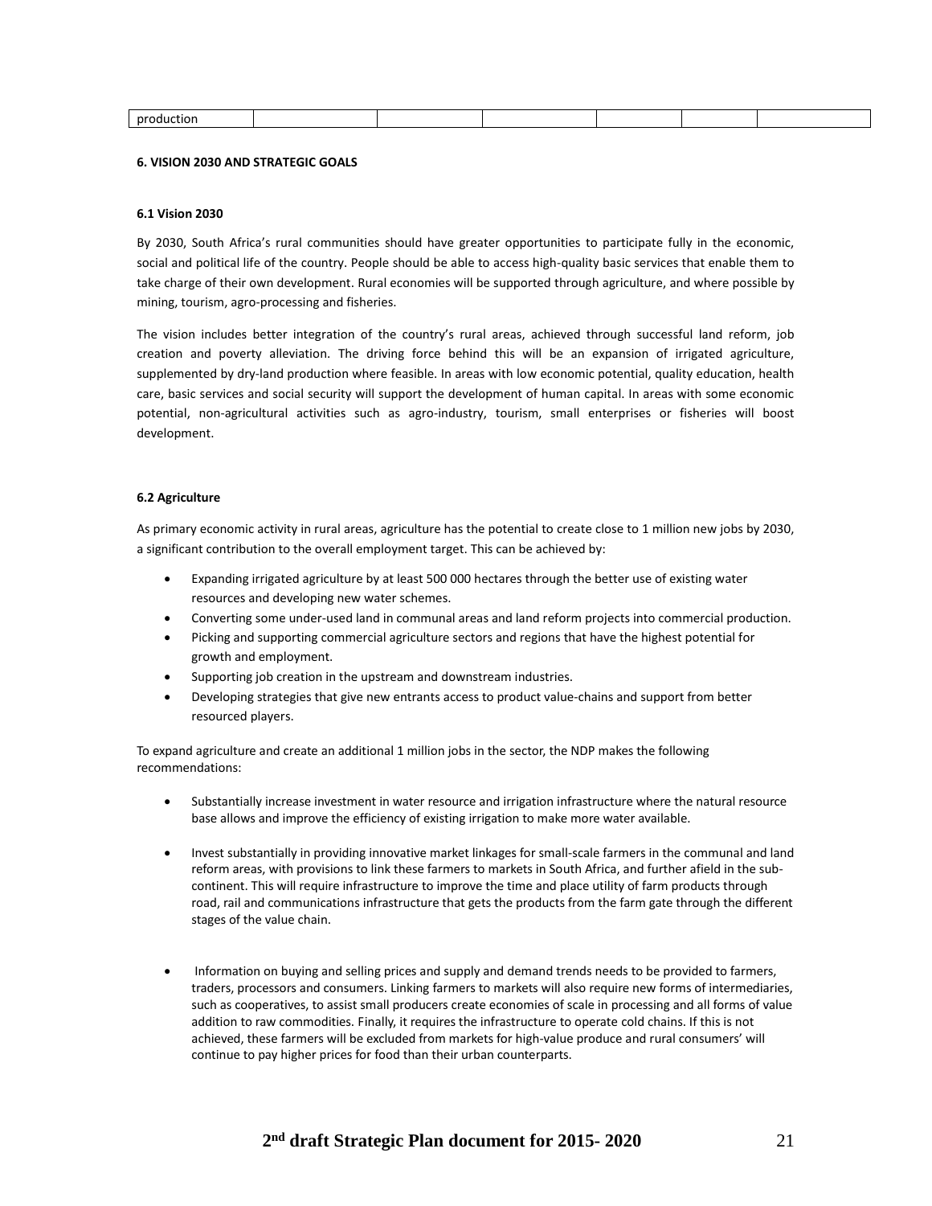| production | | | | | | |
|---|---|---|---|---|---|---|

## 6. VISION 2030 AND STRATEGIC GOALS

### 6.1 Vision 2030

By 2030, South Africa's rural communities should have greater opportunities to participate fully in the economic, social and political life of the country. People should be able to access high-quality basic services that enable them to take charge of their own development. Rural economies will be supported through agriculture, and where possible by mining, tourism, agro-processing and fisheries.

The vision includes better integration of the country's rural areas, achieved through successful land reform, job creation and poverty alleviation. The driving force behind this will be an expansion of irrigated agriculture, supplemented by dry-land production where feasible. In areas with low economic potential, quality education, health care, basic services and social security will support the development of human capital. In areas with some economic potential, non-agricultural activities such as agro-industry, tourism, small enterprises or fisheries will boost development.

### 6.2 Agriculture

As primary economic activity in rural areas, agriculture has the potential to create close to 1 million new jobs by 2030, a significant contribution to the overall employment target. This can be achieved by:

- Expanding irrigated agriculture by at least 500 000 hectares through the better use of existing water resources and developing new water schemes.
- Converting some under-used land in communal areas and land reform projects into commercial production.
- Picking and supporting commercial agriculture sectors and regions that have the highest potential for growth and employment.
- Supporting job creation in the upstream and downstream industries.
- Developing strategies that give new entrants access to product value-chains and support from better resourced players.

To expand agriculture and create an additional 1 million jobs in the sector, the NDP makes the following recommendations:

- Substantially increase investment in water resource and irrigation infrastructure where the natural resource base allows and improve the efficiency of existing irrigation to make more water available.
- Invest substantially in providing innovative market linkages for small-scale farmers in the communal and land reform areas, with provisions to link these farmers to markets in South Africa, and further afield in the sub-continent. This will require infrastructure to improve the time and place utility of farm products through road, rail and communications infrastructure that gets the products from the farm gate through the different stages of the value chain.
- Information on buying and selling prices and supply and demand trends needs to be provided to farmers, traders, processors and consumers. Linking farmers to markets will also require new forms of intermediaries, such as cooperatives, to assist small producers create economies of scale in processing and all forms of value addition to raw commodities. Finally, it requires the infrastructure to operate cold chains. If this is not achieved, these farmers will be excluded from markets for high-value produce and rural consumers' will continue to pay higher prices for food than their urban counterparts.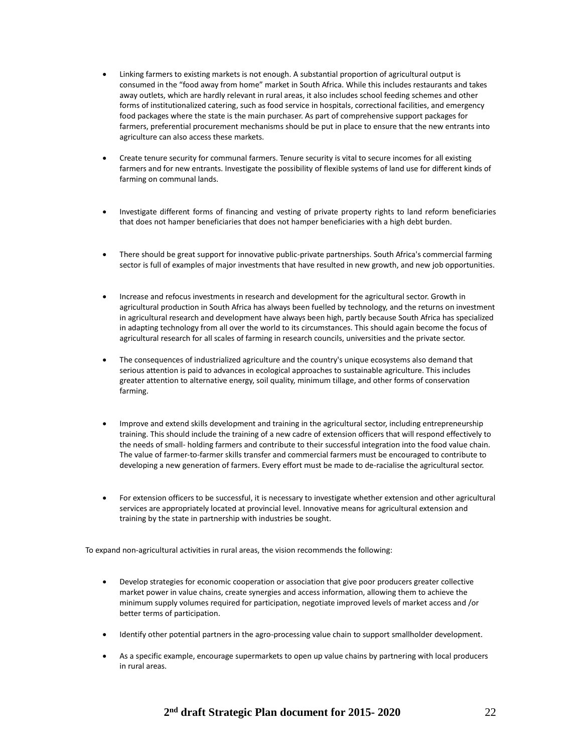- Linking farmers to existing markets is not enough. A substantial proportion of agricultural output is consumed in the "food away from home" market in South Africa. While this includes restaurants and takes away outlets, which are hardly relevant in rural areas, it also includes school feeding schemes and other forms of institutionalized catering, such as food service in hospitals, correctional facilities, and emergency food packages where the state is the main purchaser. As part of comprehensive support packages for farmers, preferential procurement mechanisms should be put in place to ensure that the new entrants into agriculture can also access these markets.

- Create tenure security for communal farmers. Tenure security is vital to secure incomes for all existing farmers and for new entrants. Investigate the possibility of flexible systems of land use for different kinds of farming on communal lands.

- Investigate different forms of financing and vesting of private property rights to land reform beneficiaries that does not hamper beneficiaries that does not hamper beneficiaries with a high debt burden.

- There should be great support for innovative public-private partnerships. South Africa's commercial farming sector is full of examples of major investments that have resulted in new growth, and new job opportunities.

- Increase and refocus investments in research and development for the agricultural sector. Growth in agricultural production in South Africa has always been fuelled by technology, and the returns on investment in agricultural research and development have always been high, partly because South Africa has specialized in adapting technology from all over the world to its circumstances. This should again become the focus of agricultural research for all scales of farming in research councils, universities and the private sector.

- The consequences of industrialized agriculture and the country's unique ecosystems also demand that serious attention is paid to advances in ecological approaches to sustainable agriculture. This includes greater attention to alternative energy, soil quality, minimum tillage, and other forms of conservation farming.

- Improve and extend skills development and training in the agricultural sector, including entrepreneurship training. This should include the training of a new cadre of extension officers that will respond effectively to the needs of small- holding farmers and contribute to their successful integration into the food value chain. The value of farmer-to-farmer skills transfer and commercial farmers must be encouraged to contribute to developing a new generation of farmers. Every effort must be made to de-racialise the agricultural sector.

- For extension officers to be successful, it is necessary to investigate whether extension and other agricultural services are appropriately located at provincial level. Innovative means for agricultural extension and training by the state in partnership with industries be sought.

To expand non-agricultural activities in rural areas, the vision recommends the following:

- Develop strategies for economic cooperation or association that give poor producers greater collective market power in value chains, create synergies and access information, allowing them to achieve the minimum supply volumes required for participation, negotiate improved levels of market access and /or better terms of participation.

- Identify other potential partners in the agro-processing value chain to support smallholder development.

- As a specific example, encourage supermarkets to open up value chains by partnering with local producers in rural areas.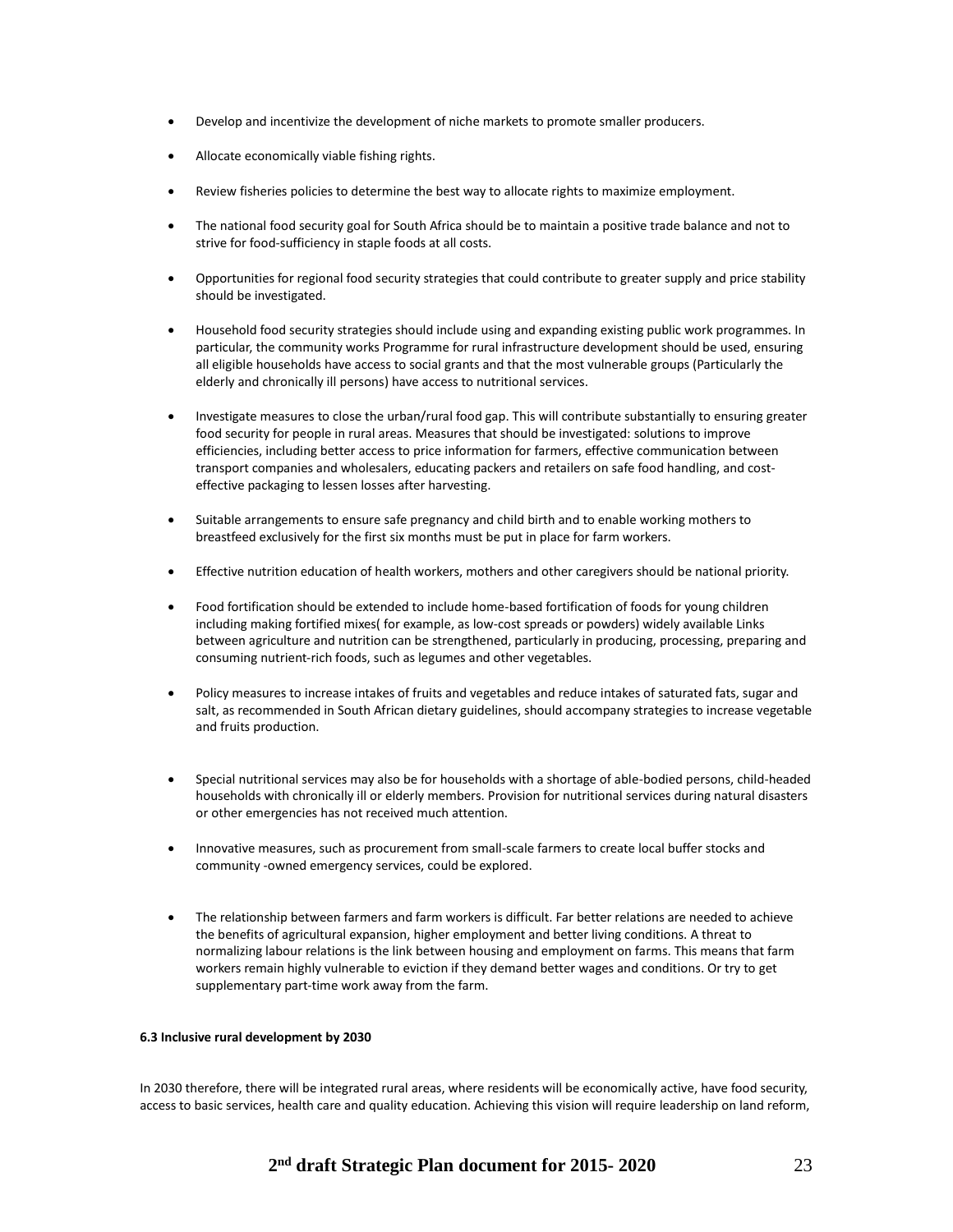- Develop and incentivize the development of niche markets to promote smaller producers.
- Allocate economically viable fishing rights.
- Review fisheries policies to determine the best way to allocate rights to maximize employment.
- The national food security goal for South Africa should be to maintain a positive trade balance and not to strive for food-sufficiency in staple foods at all costs.
- Opportunities for regional food security strategies that could contribute to greater supply and price stability should be investigated.
- Household food security strategies should include using and expanding existing public work programmes. In particular, the community works Programme for rural infrastructure development should be used, ensuring all eligible households have access to social grants and that the most vulnerable groups (Particularly the elderly and chronically ill persons) have access to nutritional services.
- Investigate measures to close the urban/rural food gap. This will contribute substantially to ensuring greater food security for people in rural areas. Measures that should be investigated: solutions to improve efficiencies, including better access to price information for farmers, effective communication between transport companies and wholesalers, educating packers and retailers on safe food handling, and cost-effective packaging to lessen losses after harvesting.
- Suitable arrangements to ensure safe pregnancy and child birth and to enable working mothers to breastfeed exclusively for the first six months must be put in place for farm workers.
- Effective nutrition education of health workers, mothers and other caregivers should be national priority.
- Food fortification should be extended to include home-based fortification of foods for young children including making fortified mixes( for example, as low-cost spreads or powders) widely available Links between agriculture and nutrition can be strengthened, particularly in producing, processing, preparing and consuming nutrient-rich foods, such as legumes and other vegetables.
- Policy measures to increase intakes of fruits and vegetables and reduce intakes of saturated fats, sugar and salt, as recommended in South African dietary guidelines, should accompany strategies to increase vegetable and fruits production.
- Special nutritional services may also be for households with a shortage of able-bodied persons, child-headed households with chronically ill or elderly members. Provision for nutritional services during natural disasters or other emergencies has not received much attention.
- Innovative measures, such as procurement from small-scale farmers to create local buffer stocks and community -owned emergency services, could be explored.
- The relationship between farmers and farm workers is difficult. Far better relations are needed to achieve the benefits of agricultural expansion, higher employment and better living conditions. A threat to normalizing labour relations is the link between housing and employment on farms. This means that farm workers remain highly vulnerable to eviction if they demand better wages and conditions. Or try to get supplementary part-time work away from the farm.

**6.3 Inclusive rural development by 2030**

In 2030 therefore, there will be integrated rural areas, where residents will be economically active, have food security, access to basic services, health care and quality education. Achieving this vision will require leadership on land reform,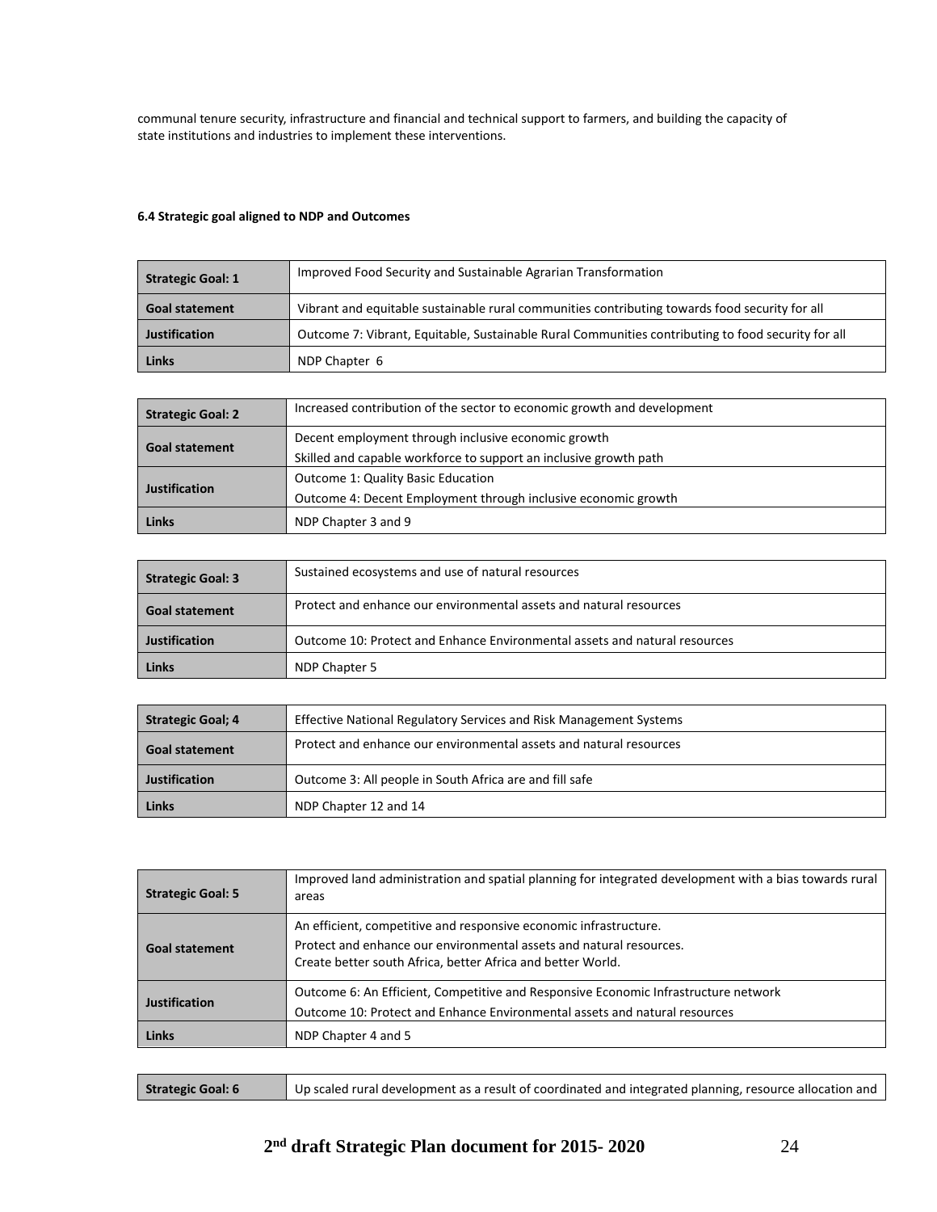communal tenure security, infrastructure and financial and technical support to farmers, and building the capacity of state institutions and industries to implement these interventions.

#### 6.4 Strategic goal aligned to NDP and Outcomes

| **Strategic Goal: 1** | Improved Food Security and Sustainable Agrarian Transformation |
|---|---|
| **Goal statement** | Vibrant and equitable sustainable rural communities contributing towards food security for all |
| **Justification** | Outcome 7: Vibrant, Equitable, Sustainable Rural Communities contributing to food security for all |
| **Links** | NDP Chapter 6 |

| **Strategic Goal: 2** | Increased contribution of the sector to economic growth and development |
|---|---|
| **Goal statement** | Decent employment through inclusive economic growth<br>Skilled and capable workforce to support an inclusive growth path |
| **Justification** | Outcome 1: Quality Basic Education<br>Outcome 4: Decent Employment through inclusive economic growth |
| **Links** | NDP Chapter 3 and 9 |

| **Strategic Goal: 3** | Sustained ecosystems and use of natural resources |
|---|---|
| **Goal statement** | Protect and enhance our environmental assets and natural resources |
| **Justification** | Outcome 10: Protect and Enhance Environmental assets and natural resources |
| **Links** | NDP Chapter 5 |

| **Strategic Goal; 4** | Effective National Regulatory Services and Risk Management Systems |
|---|---|
| **Goal statement** | Protect and enhance our environmental assets and natural resources |
| **Justification** | Outcome 3: All people in South Africa are and fill safe |
| **Links** | NDP Chapter 12 and 14 |

| **Strategic Goal: 5** | Improved land administration and spatial planning for integrated development with a bias towards rural areas |
|---|---|
| **Goal statement** | An efficient, competitive and responsive economic infrastructure.<br>Protect and enhance our environmental assets and natural resources.<br>Create better south Africa, better Africa and better World. |
| **Justification** | Outcome 6: An Efficient, Competitive and Responsive Economic Infrastructure network<br>Outcome 10: Protect and Enhance Environmental assets and natural resources |
| **Links** | NDP Chapter 4 and 5 |

| **Strategic Goal: 6** | Up scaled rural development as a result of coordinated and integrated planning, resource allocation and |
|---|---|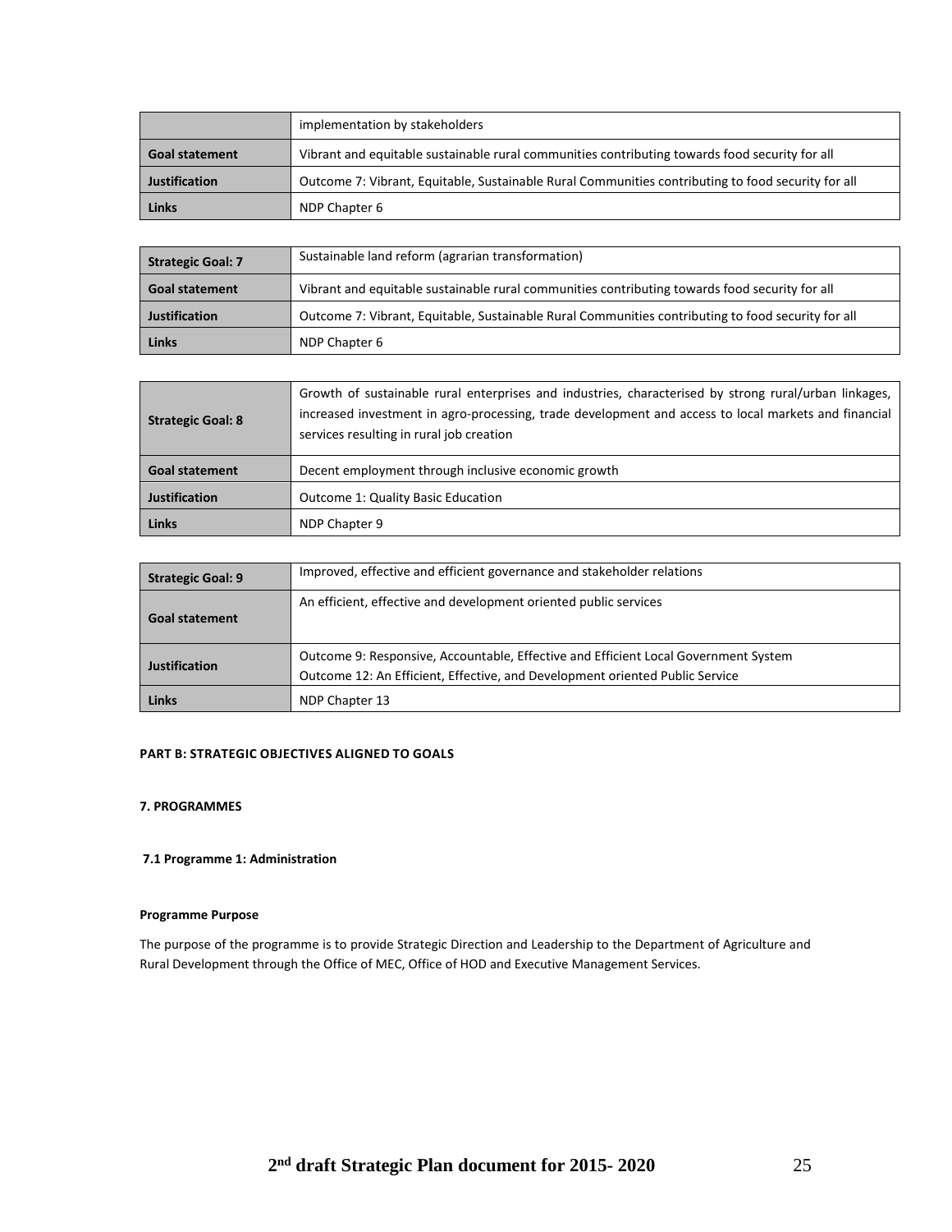|  | implementation by stakeholders |
|---|---|
| **Goal statement** | Vibrant and equitable sustainable rural communities contributing towards food security for all |
| **Justification** | Outcome 7: Vibrant, Equitable, Sustainable Rural Communities contributing to food security for all |
| **Links** | NDP Chapter 6 |

| **Strategic Goal: 7** | Sustainable land reform (agrarian transformation) |
|---|---|
| **Goal statement** | Vibrant and equitable sustainable rural communities contributing towards food security for all |
| **Justification** | Outcome 7: Vibrant, Equitable, Sustainable Rural Communities contributing to food security for all |
| **Links** | NDP Chapter 6 |

| **Strategic Goal: 8** | Growth of sustainable rural enterprises and industries, characterised by strong rural/urban linkages, increased investment in agro-processing, trade development and access to local markets and financial services resulting in rural job creation |
|---|---|
| **Goal statement** | Decent employment through inclusive economic growth |
| **Justification** | Outcome 1: Quality Basic Education |
| **Links** | NDP Chapter 9 |

| **Strategic Goal: 9** | Improved, effective and efficient governance and stakeholder relations |
|---|---|
| **Goal statement** | An efficient, effective and development oriented public services |
| **Justification** | Outcome 9: Responsive, Accountable, Effective and Efficient Local Government System<br>Outcome 12: An Efficient, Effective, and Development oriented Public Service |
| **Links** | NDP Chapter 13 |

## PART B: STRATEGIC OBJECTIVES ALIGNED TO GOALS

## 7. PROGRAMMES

### 7.1 Programme 1: Administration

#### Programme Purpose

The purpose of the programme is to provide Strategic Direction and Leadership to the Department of Agriculture and Rural Development through the Office of MEC, Office of HOD and Executive Management Services.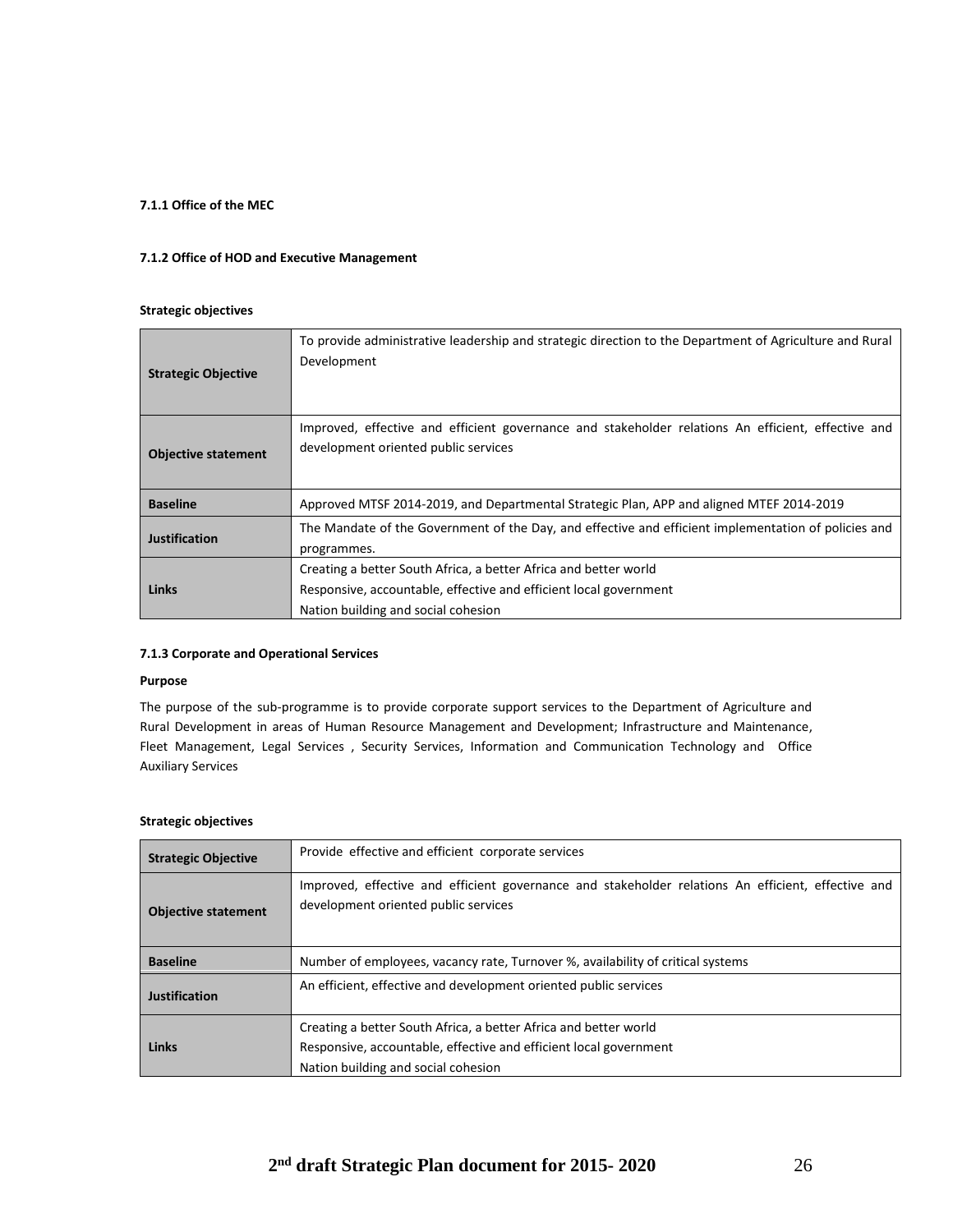#### 7.1.1 Office of the MEC

#### 7.1.2 Office of HOD and Executive Management

**Strategic objectives**

| | |
|---|---|
| **Strategic Objective** | To provide administrative leadership and strategic direction to the Department of Agriculture and Rural Development |
| **Objective statement** | Improved, effective and efficient governance and stakeholder relations An efficient, effective and development oriented public services |
| **Baseline** | Approved MTSF 2014-2019, and Departmental Strategic Plan, APP and aligned MTEF 2014-2019 |
| **Justification** | The Mandate of the Government of the Day, and effective and efficient implementation of policies and programmes. |
| **Links** | Creating a better South Africa, a better Africa and better world<br>Responsive, accountable, effective and efficient local government<br>Nation building and social cohesion |

#### 7.1.3 Corporate and Operational Services

**Purpose**

The purpose of the sub-programme is to provide corporate support services to the Department of Agriculture and Rural Development in areas of Human Resource Management and Development; Infrastructure and Maintenance, Fleet Management, Legal Services , Security Services, Information and Communication Technology and Office Auxiliary Services

**Strategic objectives**

| | |
|---|---|
| **Strategic Objective** | Provide effective and efficient corporate services |
| **Objective statement** | Improved, effective and efficient governance and stakeholder relations An efficient, effective and development oriented public services |
| **Baseline** | Number of employees, vacancy rate, Turnover %, availability of critical systems |
| **Justification** | An efficient, effective and development oriented public services |
| **Links** | Creating a better South Africa, a better Africa and better world<br>Responsive, accountable, effective and efficient local government<br>Nation building and social cohesion |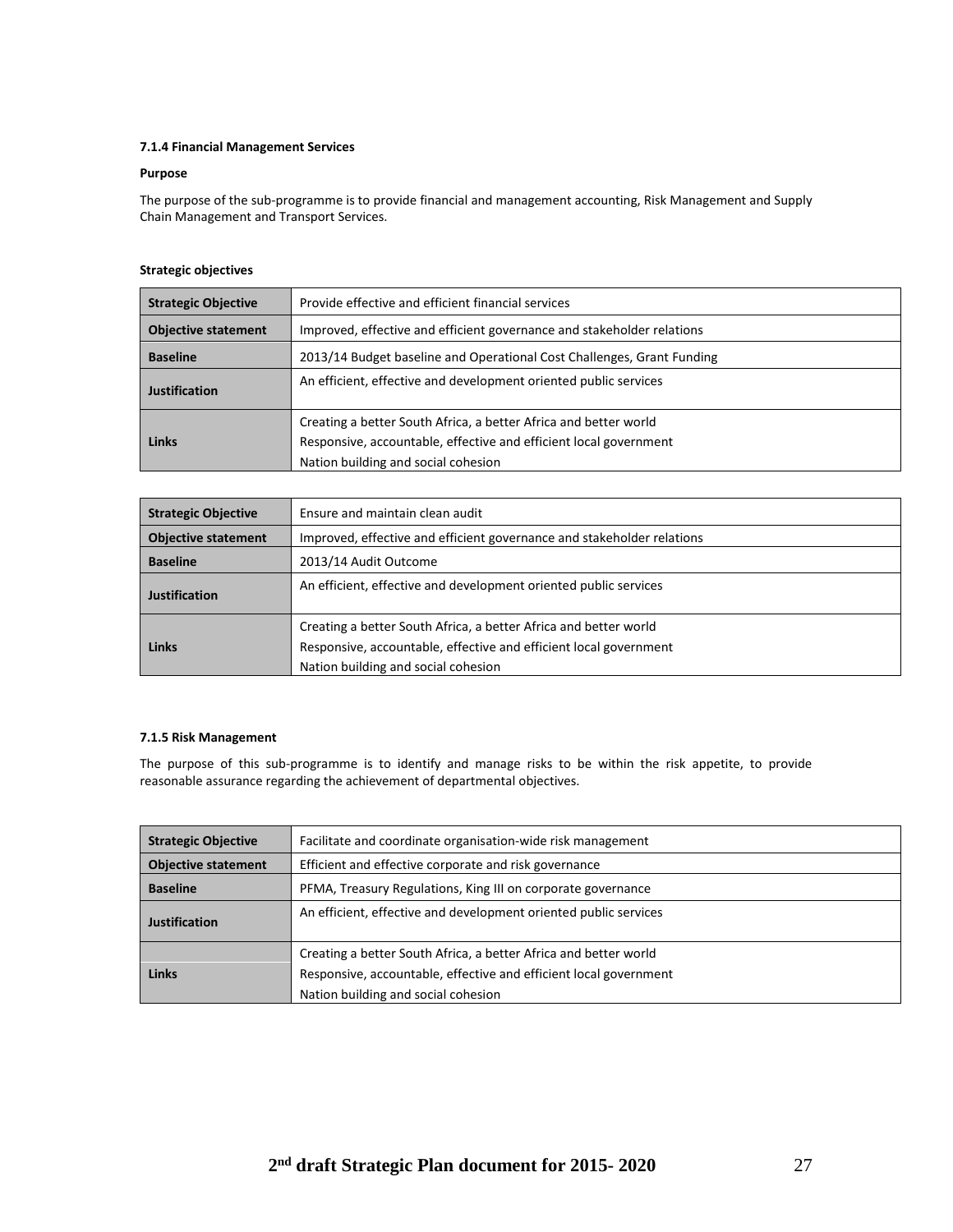#### 7.1.4 Financial Management Services

**Purpose**

The purpose of the sub-programme is to provide financial and management accounting, Risk Management and Supply Chain Management and Transport Services.

**Strategic objectives**

| **Strategic Objective** | Provide effective and efficient financial services |
|---|---|
| **Objective statement** | Improved, effective and efficient governance and stakeholder relations |
| **Baseline** | 2013/14 Budget baseline and Operational Cost Challenges, Grant Funding |
| **Justification** | An efficient, effective and development oriented public services |
| **Links** | Creating a better South Africa, a better Africa and better world<br>Responsive, accountable, effective and efficient local government<br>Nation building and social cohesion |

| **Strategic Objective** | Ensure and maintain clean audit |
|---|---|
| **Objective statement** | Improved, effective and efficient governance and stakeholder relations |
| **Baseline** | 2013/14 Audit Outcome |
| **Justification** | An efficient, effective and development oriented public services |
| **Links** | Creating a better South Africa, a better Africa and better world<br>Responsive, accountable, effective and efficient local government<br>Nation building and social cohesion |

#### 7.1.5 Risk Management

The purpose of this sub-programme is to identify and manage risks to be within the risk appetite, to provide reasonable assurance regarding the achievement of departmental objectives.

| **Strategic Objective** | Facilitate and coordinate organisation-wide risk management |
|---|---|
| **Objective statement** | Efficient and effective corporate and risk governance |
| **Baseline** | PFMA, Treasury Regulations, King III on corporate governance |
| **Justification** | An efficient, effective and development oriented public services |
| **Links** | Creating a better South Africa, a better Africa and better world<br>Responsive, accountable, effective and efficient local government<br>Nation building and social cohesion |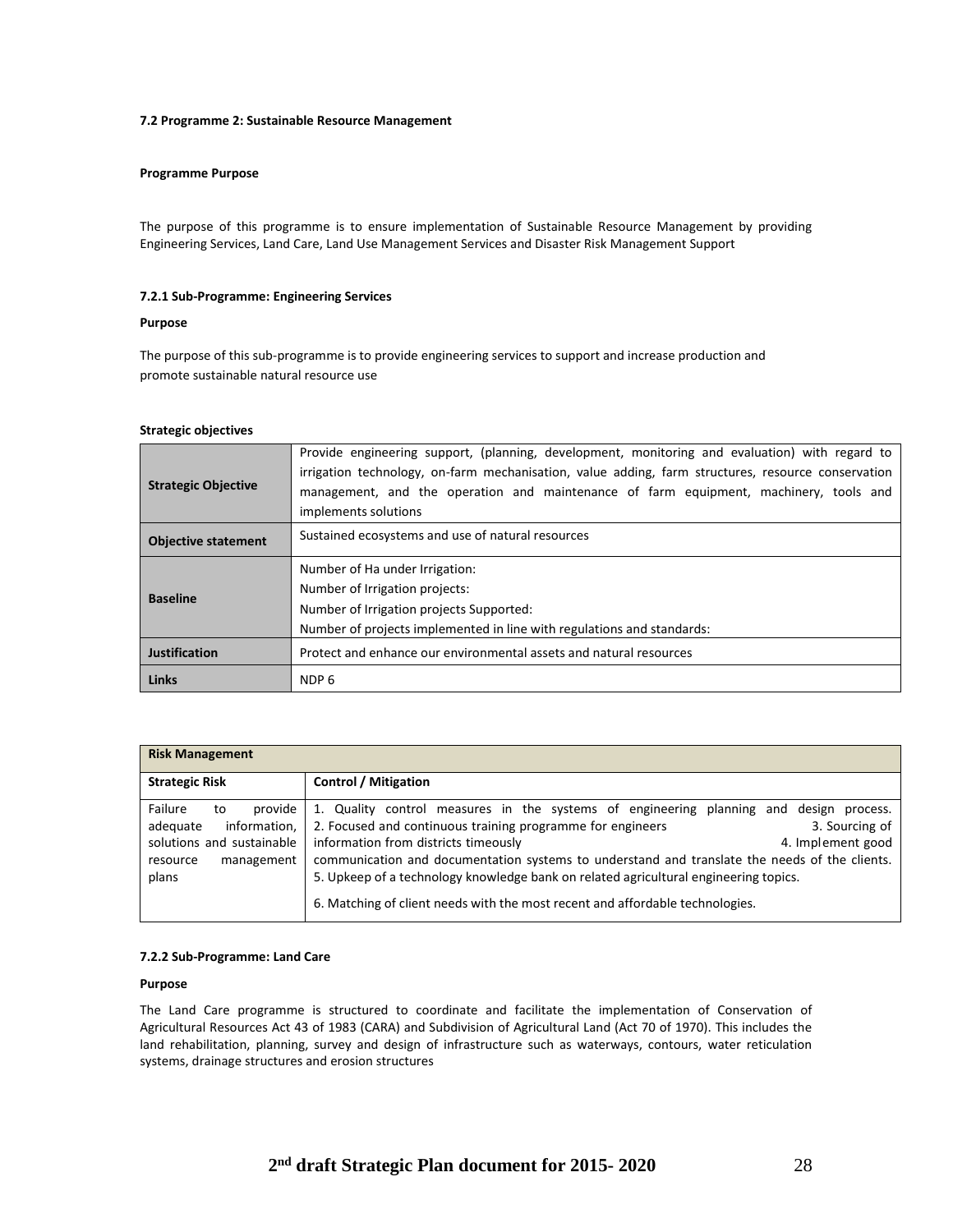#### 7.2 Programme 2: Sustainable Resource Management

**Programme Purpose**

The purpose of this programme is to ensure implementation of Sustainable Resource Management by providing Engineering Services, Land Care, Land Use Management Services and Disaster Risk Management Support

##### 7.2.1 Sub-Programme: Engineering Services

**Purpose**

The purpose of this sub-programme is to provide engineering services to support and increase production and promote sustainable natural resource use

**Strategic objectives**

| | |
|---|---|
| **Strategic Objective** | Provide engineering support, (planning, development, monitoring and evaluation) with regard to irrigation technology, on-farm mechanisation, value adding, farm structures, resource conservation management, and the operation and maintenance of farm equipment, machinery, tools and implements solutions |
| **Objective statement** | Sustained ecosystems and use of natural resources |
| **Baseline** | Number of Ha under Irrigation:<br>Number of Irrigation projects:<br>Number of Irrigation projects Supported:<br>Number of projects implemented in line with regulations and standards: |
| **Justification** | Protect and enhance our environmental assets and natural resources |
| **Links** | NDP 6 |

| **Risk Management** | |
|---|---|
| **Strategic Risk** | **Control / Mitigation** |
| Failure to provide adequate information, solutions and sustainable resource management plans | 1. Quality control measures in the systems of engineering planning and design process. 2. Focused and continuous training programme for engineers 3. Sourcing of information from districts timeously 4. Implement good communication and documentation systems to understand and translate the needs of the clients. 5. Upkeep of a technology knowledge bank on related agricultural engineering topics.<br>6. Matching of client needs with the most recent and affordable technologies. |

##### 7.2.2 Sub-Programme: Land Care

**Purpose**

The Land Care programme is structured to coordinate and facilitate the implementation of Conservation of Agricultural Resources Act 43 of 1983 (CARA) and Subdivision of Agricultural Land (Act 70 of 1970). This includes the land rehabilitation, planning, survey and design of infrastructure such as waterways, contours, water reticulation systems, drainage structures and erosion structures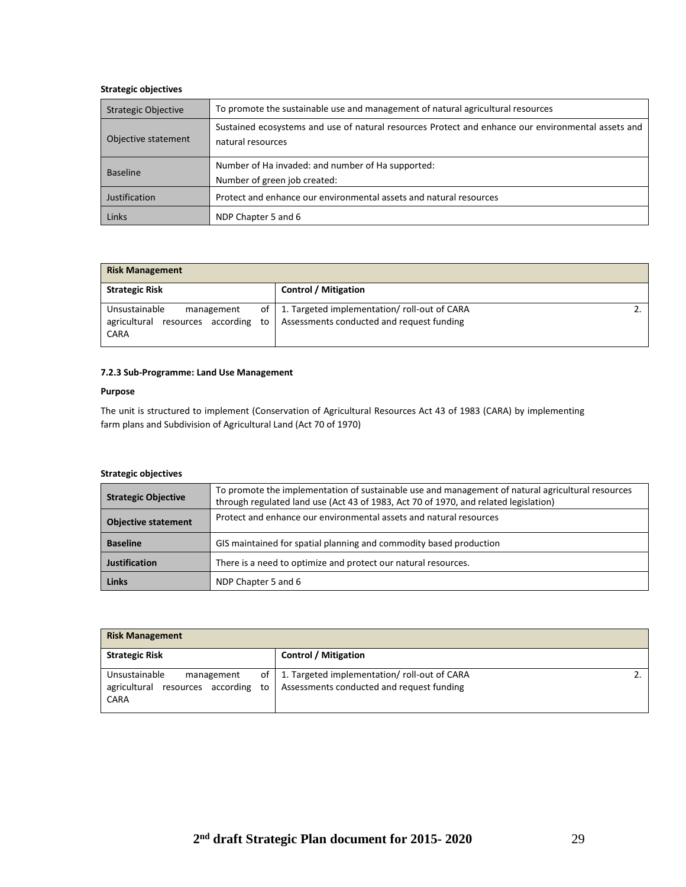**Strategic objectives**

| Strategic Objective | To promote the sustainable use and management of natural agricultural resources |
|---|---|
| Objective statement | Sustained ecosystems and use of natural resources Protect and enhance our environmental assets and natural resources |
| Baseline | Number of Ha invaded: and number of Ha supported:<br>Number of green job created: |
| Justification | Protect and enhance our environmental assets and natural resources |
| Links | NDP Chapter 5 and 6 |

| Risk Management | |
|---|---|
| **Strategic Risk** | **Control / Mitigation** |
| Unsustainable management of agricultural resources according to CARA | 1. Targeted implementation/ roll-out of CARA 2. Assessments conducted and request funding |

**7.2.3 Sub-Programme: Land Use Management**

**Purpose**

The unit is structured to implement (Conservation of Agricultural Resources Act 43 of 1983 (CARA) by implementing farm plans and Subdivision of Agricultural Land (Act 70 of 1970)

**Strategic objectives**

| **Strategic Objective** | To promote the implementation of sustainable use and management of natural agricultural resources through regulated land use (Act 43 of 1983, Act 70 of 1970, and related legislation) |
|---|---|
| **Objective statement** | Protect and enhance our environmental assets and natural resources |
| **Baseline** | GIS maintained for spatial planning and commodity based production |
| **Justification** | There is a need to optimize and protect our natural resources. |
| **Links** | NDP Chapter 5 and 6 |

| Risk Management | |
|---|---|
| **Strategic Risk** | **Control / Mitigation** |
| Unsustainable management of agricultural resources according to CARA | 1. Targeted implementation/ roll-out of CARA 2. Assessments conducted and request funding |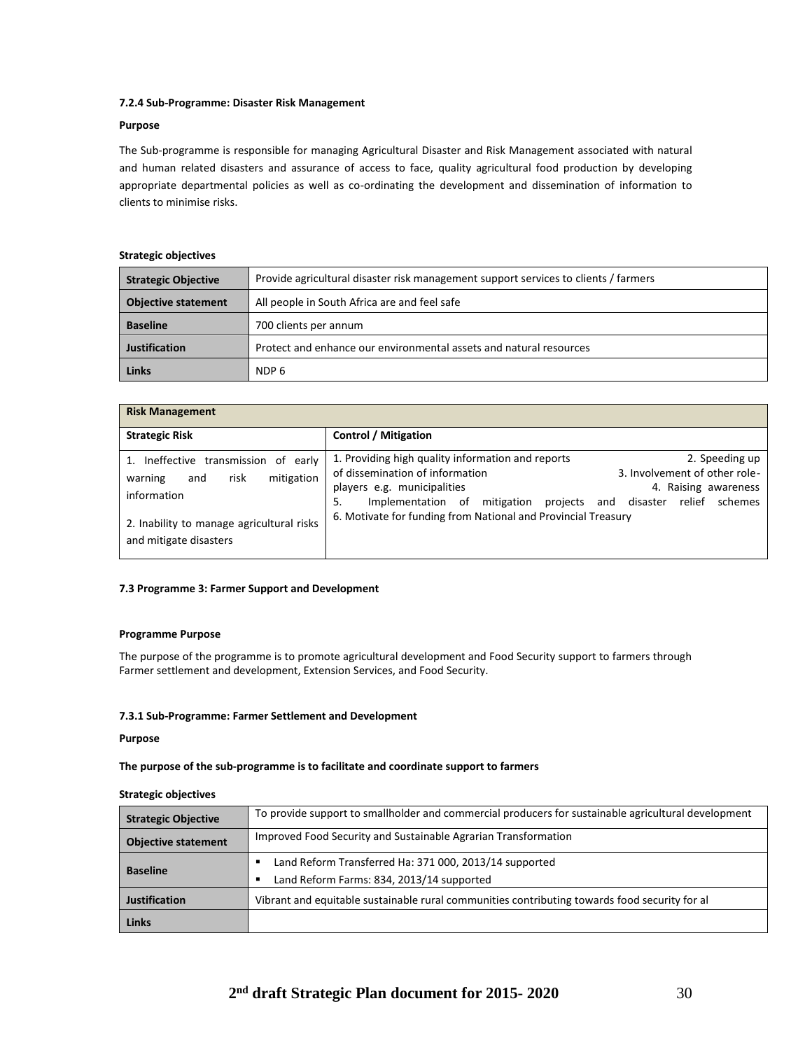#### 7.2.4 Sub-Programme: Disaster Risk Management

**Purpose**

The Sub-programme is responsible for managing Agricultural Disaster and Risk Management associated with natural and human related disasters and assurance of access to face, quality agricultural food production by developing appropriate departmental policies as well as co-ordinating the development and dissemination of information to clients to minimise risks.

**Strategic objectives**

| **Strategic Objective** | Provide agricultural disaster risk management support services to clients / farmers |
|---|---|
| **Objective statement** | All people in South Africa are and feel safe |
| **Baseline** | 700 clients per annum |
| **Justification** | Protect and enhance our environmental assets and natural resources |
| **Links** | NDP 6 |

| **Risk Management** | |
|---|---|
| **Strategic Risk** | **Control / Mitigation** |
| 1. Ineffective transmission of early warning and risk mitigation information<br><br>2. Inability to manage agricultural risks and mitigate disasters | 1. Providing high quality information and reports 2. Speeding up of dissemination of information 3. Involvement of other role-players e.g. municipalities 4. Raising awareness 5. Implementation of mitigation projects and disaster relief schemes 6. Motivate for funding from National and Provincial Treasury |

### 7.3 Programme 3: Farmer Support and Development

**Programme Purpose**

The purpose of the programme is to promote agricultural development and Food Security support to farmers through Farmer settlement and development, Extension Services, and Food Security.

#### 7.3.1 Sub-Programme: Farmer Settlement and Development

**Purpose**

**The purpose of the sub-programme is to facilitate and coordinate support to farmers**

**Strategic objectives**

| **Strategic Objective** | To provide support to smallholder and commercial producers for sustainable agricultural development |
|---|---|
| **Objective statement** | Improved Food Security and Sustainable Agrarian Transformation |
| **Baseline** | ▪ Land Reform Transferred Ha: 371 000, 2013/14 supported<br>▪ Land Reform Farms: 834, 2013/14 supported |
| **Justification** | Vibrant and equitable sustainable rural communities contributing towards food security for al |
| **Links** | |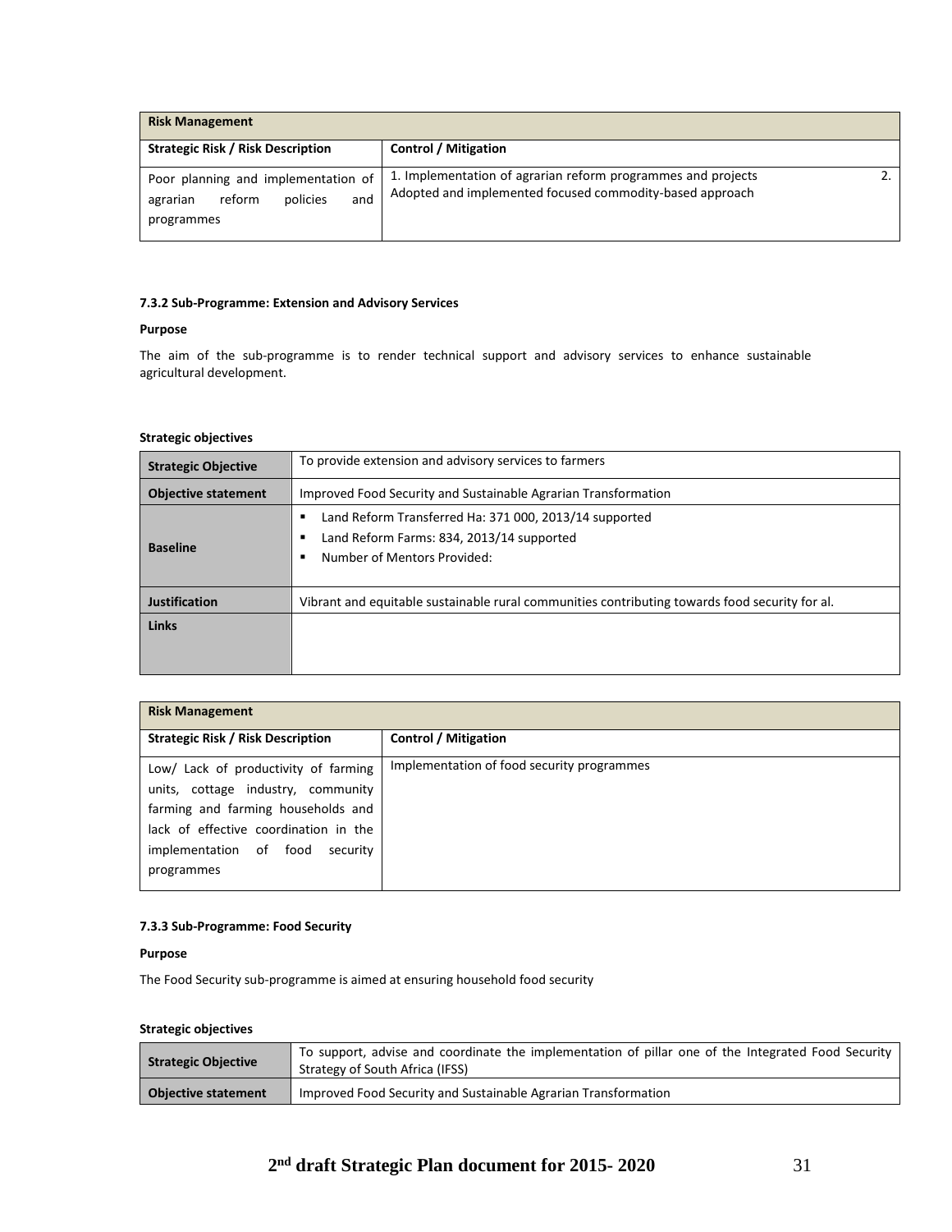| Risk Management | |
|---|---|
| **Strategic Risk / Risk Description** | **Control / Mitigation** |
| Poor planning and implementation of agrarian reform policies and programmes | 1. Implementation of agrarian reform programmes and projects 2. Adopted and implemented focused commodity-based approach |

#### 7.3.2 Sub-Programme: Extension and Advisory Services

**Purpose**

The aim of the sub-programme is to render technical support and advisory services to enhance sustainable agricultural development.

**Strategic objectives**

| **Strategic Objective** | To provide extension and advisory services to farmers |
|---|---|
| **Objective statement** | Improved Food Security and Sustainable Agrarian Transformation |
| **Baseline** | ▪ Land Reform Transferred Ha: 371 000, 2013/14 supported<br>▪ Land Reform Farms: 834, 2013/14 supported<br>▪ Number of Mentors Provided: |
| **Justification** | Vibrant and equitable sustainable rural communities contributing towards food security for al. |
| **Links** | |

| Risk Management | |
|---|---|
| **Strategic Risk / Risk Description** | **Control / Mitigation** |
| Low/ Lack of productivity of farming units, cottage industry, community farming and farming households and lack of effective coordination in the implementation of food security programmes | Implementation of food security programmes |

#### 7.3.3 Sub-Programme: Food Security

**Purpose**

The Food Security sub-programme is aimed at ensuring household food security

**Strategic objectives**

| **Strategic Objective** | To support, advise and coordinate the implementation of pillar one of the Integrated Food Security Strategy of South Africa (IFSS) |
|---|---|
| **Objective statement** | Improved Food Security and Sustainable Agrarian Transformation |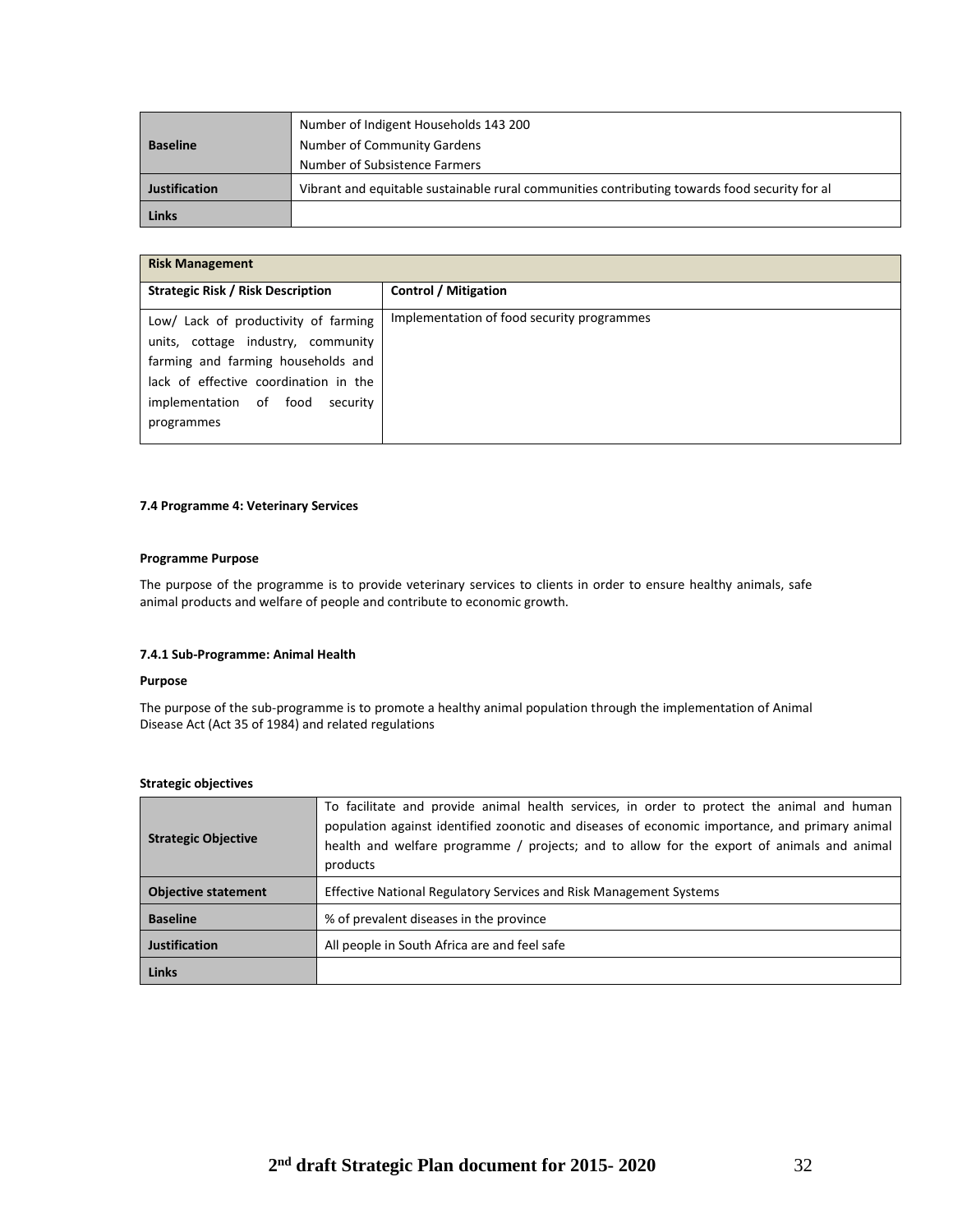| | |
|---|---|
| **Baseline** | Number of Indigent Households 143 200<br>Number of Community Gardens<br>Number of Subsistence Farmers |
| **Justification** | Vibrant and equitable sustainable rural communities contributing towards food security for al |
| **Links** | |

| **Risk Management** | |
|---|---|
| **Strategic Risk / Risk Description** | **Control / Mitigation** |
| Low/ Lack of productivity of farming units, cottage industry, community farming and farming households and lack of effective coordination in the implementation of food security programmes | Implementation of food security programmes |

#### 7.4 Programme 4: Veterinary Services

**Programme Purpose**

The purpose of the programme is to provide veterinary services to clients in order to ensure healthy animals, safe animal products and welfare of people and contribute to economic growth.

#### 7.4.1 Sub-Programme: Animal Health

**Purpose**

The purpose of the sub-programme is to promote a healthy animal population through the implementation of Animal Disease Act (Act 35 of 1984) and related regulations

**Strategic objectives**

| | |
|---|---|
| **Strategic Objective** | To facilitate and provide animal health services, in order to protect the animal and human population against identified zoonotic and diseases of economic importance, and primary animal health and welfare programme / projects; and to allow for the export of animals and animal products |
| **Objective statement** | Effective National Regulatory Services and Risk Management Systems |
| **Baseline** | % of prevalent diseases in the province |
| **Justification** | All people in South Africa are and feel safe |
| **Links** | |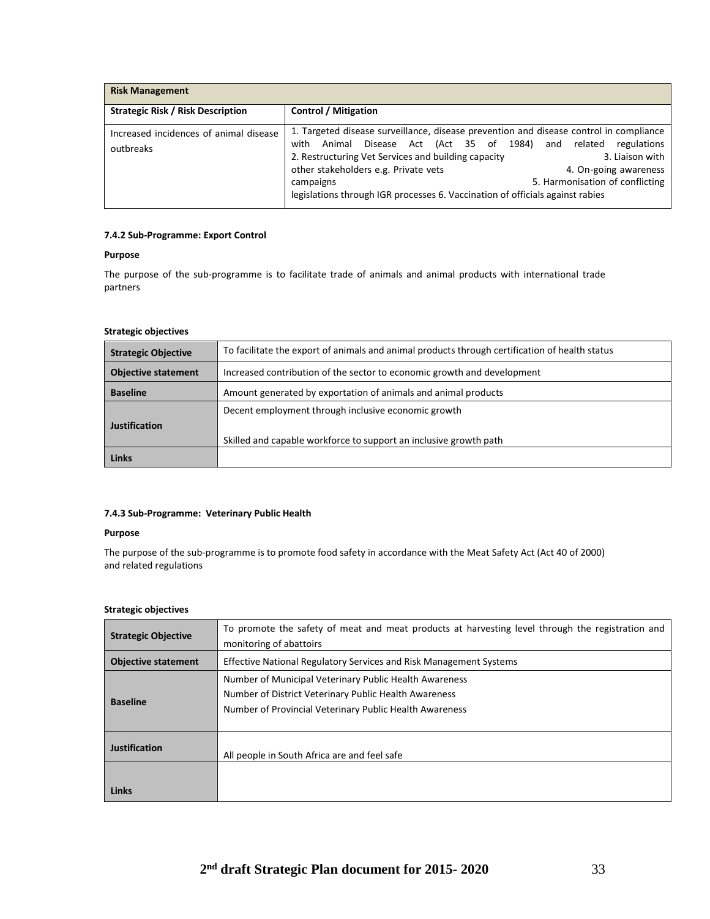| Risk Management | |
|---|---|
| **Strategic Risk / Risk Description** | **Control / Mitigation** |
| Increased incidences of animal disease outbreaks | 1. Targeted disease surveillance, disease prevention and disease control in compliance with Animal Disease Act (Act 35 of 1984) and related regulations 2. Restructuring Vet Services and building capacity 3. Liaison with other stakeholders e.g. Private vets 4. On-going awareness campaigns 5. Harmonisation of conflicting legislations through IGR processes 6. Vaccination of officials against rabies |

#### 7.4.2 Sub-Programme: Export Control

**Purpose**

The purpose of the sub-programme is to facilitate trade of animals and animal products with international trade partners

**Strategic objectives**

| | |
|---|---|
| **Strategic Objective** | To facilitate the export of animals and animal products through certification of health status |
| **Objective statement** | Increased contribution of the sector to economic growth and development |
| **Baseline** | Amount generated by exportation of animals and animal products |
| **Justification** | Decent employment through inclusive economic growth<br><br>Skilled and capable workforce to support an inclusive growth path |
| **Links** | |

#### 7.4.3 Sub-Programme: Veterinary Public Health

**Purpose**

The purpose of the sub-programme is to promote food safety in accordance with the Meat Safety Act (Act 40 of 2000) and related regulations

**Strategic objectives**

| | |
|---|---|
| **Strategic Objective** | To promote the safety of meat and meat products at harvesting level through the registration and monitoring of abattoirs |
| **Objective statement** | Effective National Regulatory Services and Risk Management Systems |
| **Baseline** | Number of Municipal Veterinary Public Health Awareness<br>Number of District Veterinary Public Health Awareness<br>Number of Provincial Veterinary Public Health Awareness |
| **Justification** | All people in South Africa are and feel safe |
| **Links** | |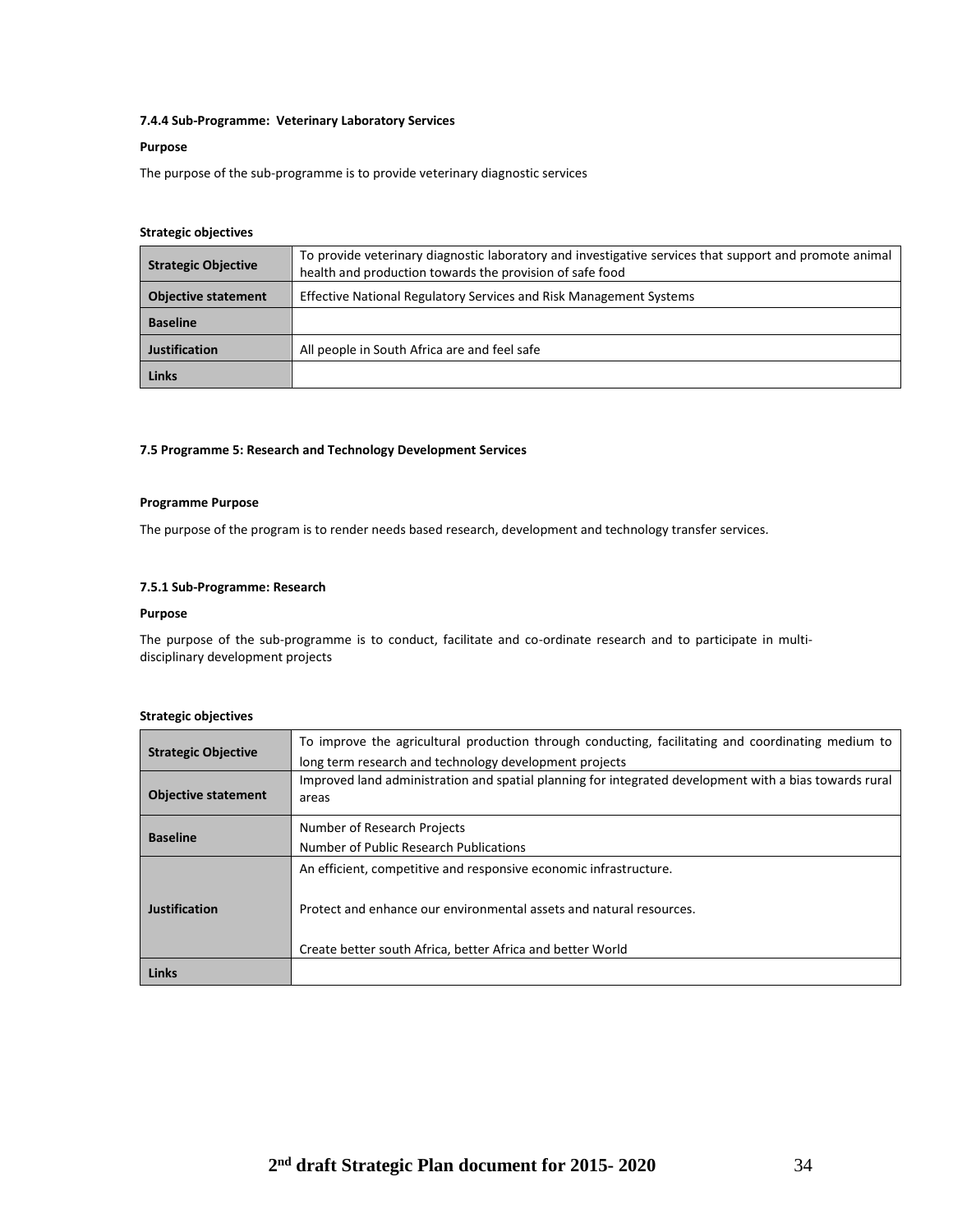#### 7.4.4 Sub-Programme: Veterinary Laboratory Services

**Purpose**

The purpose of the sub-programme is to provide veterinary diagnostic services

**Strategic objectives**

| **Strategic Objective** | To provide veterinary diagnostic laboratory and investigative services that support and promote animal health and production towards the provision of safe food |
|---|---|
| **Objective statement** | Effective National Regulatory Services and Risk Management Systems |
| **Baseline** | |
| **Justification** | All people in South Africa are and feel safe |
| **Links** | |

### 7.5 Programme 5: Research and Technology Development Services

**Programme Purpose**

The purpose of the program is to render needs based research, development and technology transfer services.

#### 7.5.1 Sub-Programme: Research

**Purpose**

The purpose of the sub-programme is to conduct, facilitate and co-ordinate research and to participate in multi-disciplinary development projects

**Strategic objectives**

| **Strategic Objective** | To improve the agricultural production through conducting, facilitating and coordinating medium to long term research and technology development projects |
|---|---|
| **Objective statement** | Improved land administration and spatial planning for integrated development with a bias towards rural areas |
| **Baseline** | Number of Research Projects<br>Number of Public Research Publications |
| **Justification** | An efficient, competitive and responsive economic infrastructure.<br><br>Protect and enhance our environmental assets and natural resources.<br><br>Create better south Africa, better Africa and better World |
| **Links** | |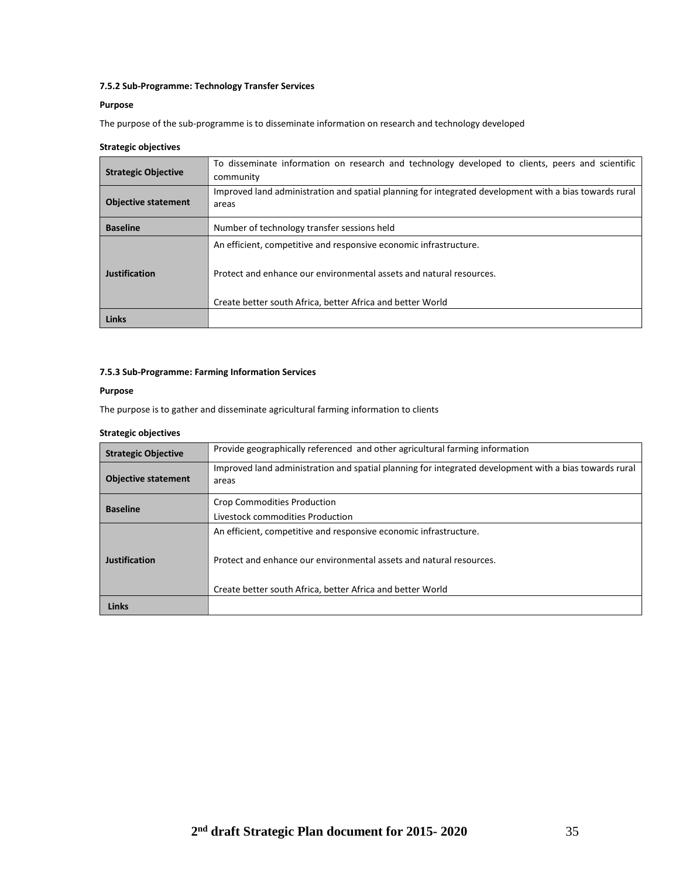#### 7.5.2 Sub-Programme: Technology Transfer Services

**Purpose**

The purpose of the sub-programme is to disseminate information on research and technology developed

**Strategic objectives**

| **Strategic Objective** | To disseminate information on research and technology developed to clients, peers and scientific community |
|---|---|
| **Objective statement** | Improved land administration and spatial planning for integrated development with a bias towards rural areas |
| **Baseline** | Number of technology transfer sessions held |
| **Justification** | An efficient, competitive and responsive economic infrastructure.<br><br>Protect and enhance our environmental assets and natural resources.<br><br>Create better south Africa, better Africa and better World |
| **Links** | |

#### 7.5.3 Sub-Programme: Farming Information Services

**Purpose**

The purpose is to gather and disseminate agricultural farming information to clients

**Strategic objectives**

| **Strategic Objective** | Provide geographically referenced and other agricultural farming information |
|---|---|
| **Objective statement** | Improved land administration and spatial planning for integrated development with a bias towards rural areas |
| **Baseline** | Crop Commodities Production<br>Livestock commodities Production |
| **Justification** | An efficient, competitive and responsive economic infrastructure.<br><br>Protect and enhance our environmental assets and natural resources.<br><br>Create better south Africa, better Africa and better World |
| **Links** | |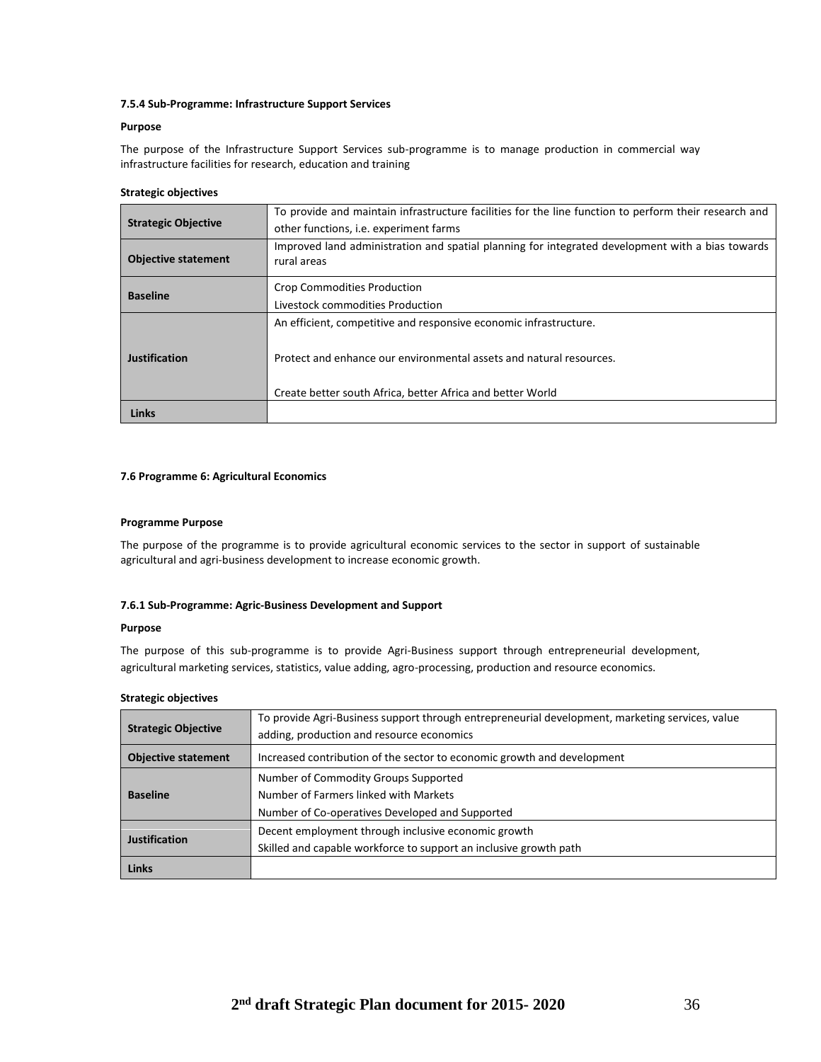#### 7.5.4 Sub-Programme: Infrastructure Support Services

**Purpose**

The purpose of the Infrastructure Support Services sub-programme is to manage production in commercial way infrastructure facilities for research, education and training

**Strategic objectives**

| | |
|---|---|
| **Strategic Objective** | To provide and maintain infrastructure facilities for the line function to perform their research and other functions, i.e. experiment farms |
| **Objective statement** | Improved land administration and spatial planning for integrated development with a bias towards rural areas |
| **Baseline** | Crop Commodities Production<br>Livestock commodities Production |
| **Justification** | An efficient, competitive and responsive economic infrastructure.<br><br>Protect and enhance our environmental assets and natural resources.<br><br>Create better south Africa, better Africa and better World |
| **Links** | |

### 7.6 Programme 6: Agricultural Economics

**Programme Purpose**

The purpose of the programme is to provide agricultural economic services to the sector in support of sustainable agricultural and agri-business development to increase economic growth.

#### 7.6.1 Sub-Programme: Agric-Business Development and Support

**Purpose**

The purpose of this sub-programme is to provide Agri-Business support through entrepreneurial development, agricultural marketing services, statistics, value adding, agro-processing, production and resource economics.

**Strategic objectives**

| | |
|---|---|
| **Strategic Objective** | To provide Agri-Business support through entrepreneurial development, marketing services, value adding, production and resource economics |
| **Objective statement** | Increased contribution of the sector to economic growth and development |
| **Baseline** | Number of Commodity Groups Supported<br>Number of Farmers linked with Markets<br>Number of Co-operatives Developed and Supported |
| **Justification** | Decent employment through inclusive economic growth<br>Skilled and capable workforce to support an inclusive growth path |
| **Links** | |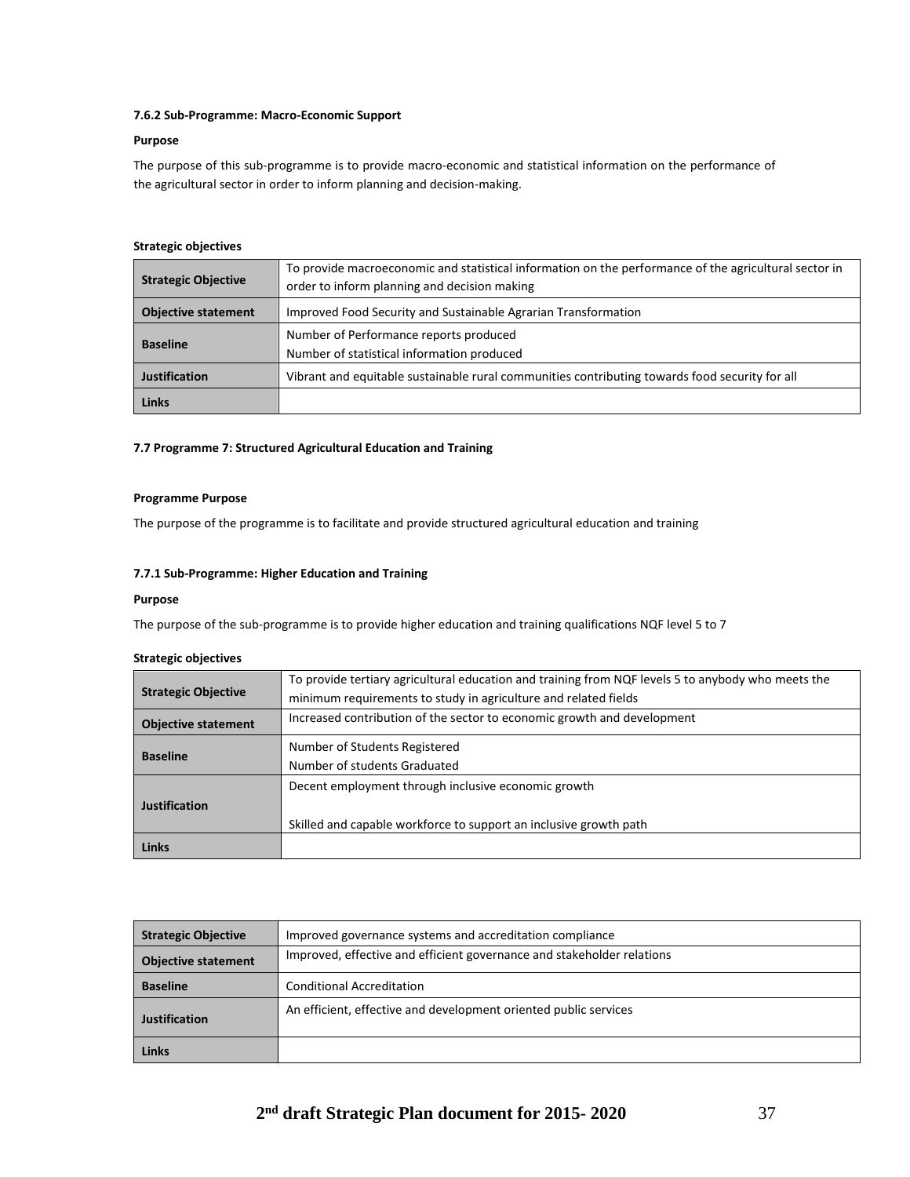#### 7.6.2 Sub-Programme: Macro-Economic Support

**Purpose**

The purpose of this sub-programme is to provide macro-economic and statistical information on the performance of the agricultural sector in order to inform planning and decision-making.

**Strategic objectives**

| **Strategic Objective** | To provide macroeconomic and statistical information on the performance of the agricultural sector in order to inform planning and decision making |
|---|---|
| **Objective statement** | Improved Food Security and Sustainable Agrarian Transformation |
| **Baseline** | Number of Performance reports produced<br>Number of statistical information produced |
| **Justification** | Vibrant and equitable sustainable rural communities contributing towards food security for all |
| **Links** | |

#### 7.7 Programme 7: Structured Agricultural Education and Training

**Programme Purpose**

The purpose of the programme is to facilitate and provide structured agricultural education and training

#### 7.7.1 Sub-Programme: Higher Education and Training

**Purpose**

The purpose of the sub-programme is to provide higher education and training qualifications NQF level 5 to 7

**Strategic objectives**

| **Strategic Objective** | To provide tertiary agricultural education and training from NQF levels 5 to anybody who meets the minimum requirements to study in agriculture and related fields |
|---|---|
| **Objective statement** | Increased contribution of the sector to economic growth and development |
| **Baseline** | Number of Students Registered<br>Number of students Graduated |
| **Justification** | Decent employment through inclusive economic growth<br><br>Skilled and capable workforce to support an inclusive growth path |
| **Links** | |

| **Strategic Objective** | Improved governance systems and accreditation compliance |
|---|---|
| **Objective statement** | Improved, effective and efficient governance and stakeholder relations |
| **Baseline** | Conditional Accreditation |
| **Justification** | An efficient, effective and development oriented public services |
| **Links** | |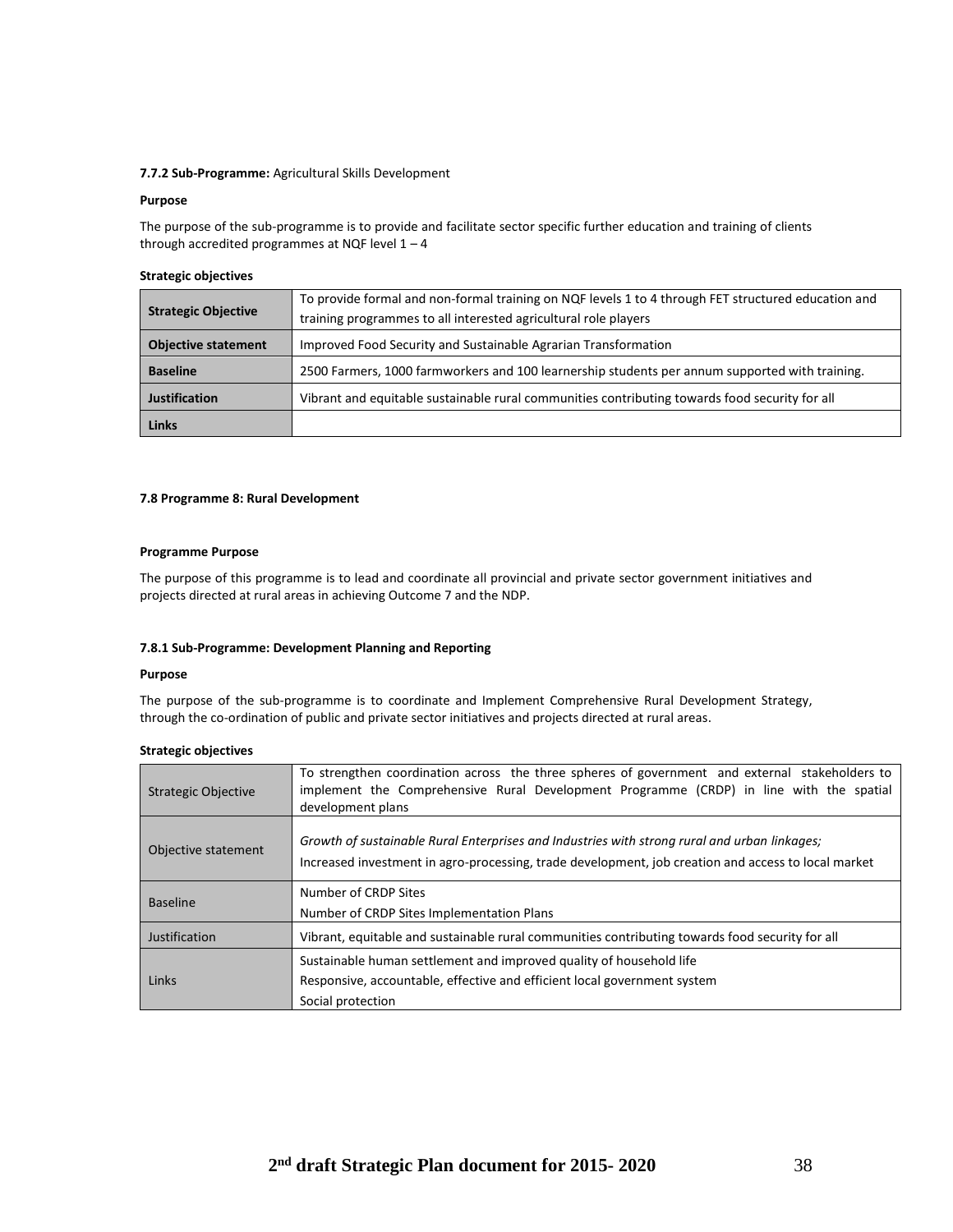**7.7.2 Sub-Programme:** Agricultural Skills Development

**Purpose**

The purpose of the sub-programme is to provide and facilitate sector specific further education and training of clients through accredited programmes at NQF level 1 – 4

**Strategic objectives**

| **Strategic Objective** | To provide formal and non-formal training on NQF levels 1 to 4 through FET structured education and training programmes to all interested agricultural role players |
|---|---|
| **Objective statement** | Improved Food Security and Sustainable Agrarian Transformation |
| **Baseline** | 2500 Farmers, 1000 farmworkers and 100 learnership students per annum supported with training. |
| **Justification** | Vibrant and equitable sustainable rural communities contributing towards food security for all |
| **Links** | |

**7.8 Programme 8: Rural Development**

**Programme Purpose**

The purpose of this programme is to lead and coordinate all provincial and private sector government initiatives and projects directed at rural areas in achieving Outcome 7 and the NDP.

**7.8.1 Sub-Programme: Development Planning and Reporting**

**Purpose**

The purpose of the sub-programme is to coordinate and Implement Comprehensive Rural Development Strategy, through the co-ordination of public and private sector initiatives and projects directed at rural areas.

**Strategic objectives**

| Strategic Objective | To strengthen coordination across the three spheres of government and external stakeholders to implement the Comprehensive Rural Development Programme (CRDP) in line with the spatial development plans |
|---|---|
| Objective statement | *Growth of sustainable Rural Enterprises and Industries with strong rural and urban linkages;*<br>Increased investment in agro-processing, trade development, job creation and access to local market |
| Baseline | Number of CRDP Sites<br>Number of CRDP Sites Implementation Plans |
| Justification | Vibrant, equitable and sustainable rural communities contributing towards food security for all |
| Links | Sustainable human settlement and improved quality of household life<br>Responsive, accountable, effective and efficient local government system<br>Social protection |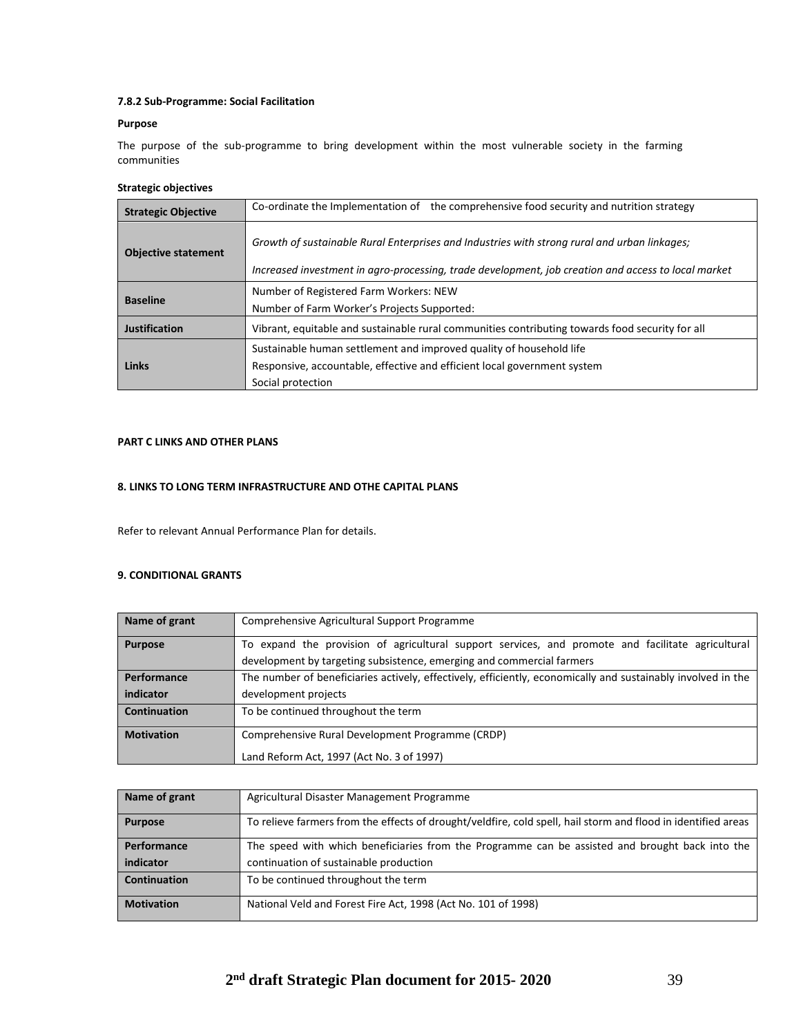#### 7.8.2 Sub-Programme: Social Facilitation

**Purpose**

The purpose of the sub-programme to bring development within the most vulnerable society in the farming communities

**Strategic objectives**

| **Strategic Objective** | Co-ordinate the Implementation of the comprehensive food security and nutrition strategy |
|---|---|
| **Objective statement** | *Growth of sustainable Rural Enterprises and Industries with strong rural and urban linkages;*<br>*Increased investment in agro-processing, trade development, job creation and access to local market* |
| **Baseline** | Number of Registered Farm Workers: NEW<br>Number of Farm Worker's Projects Supported: |
| **Justification** | Vibrant, equitable and sustainable rural communities contributing towards food security for all |
| **Links** | Sustainable human settlement and improved quality of household life<br>Responsive, accountable, effective and efficient local government system<br>Social protection |

## PART C LINKS AND OTHER PLANS

## 8. LINKS TO LONG TERM INFRASTRUCTURE AND OTHE CAPITAL PLANS

Refer to relevant Annual Performance Plan for details.

## 9. CONDITIONAL GRANTS

| **Name of grant** | Comprehensive Agricultural Support Programme |
|---|---|
| **Purpose** | To expand the provision of agricultural support services, and promote and facilitate agricultural development by targeting subsistence, emerging and commercial farmers |
| **Performance indicator** | The number of beneficiaries actively, effectively, efficiently, economically and sustainably involved in the development projects |
| **Continuation** | To be continued throughout the term |
| **Motivation** | Comprehensive Rural Development Programme (CRDP)<br>Land Reform Act, 1997 (Act No. 3 of 1997) |

| **Name of grant** | Agricultural Disaster Management Programme |
|---|---|
| **Purpose** | To relieve farmers from the effects of drought/veldfire, cold spell, hail storm and flood in identified areas |
| **Performance indicator** | The speed with which beneficiaries from the Programme can be assisted and brought back into the continuation of sustainable production |
| **Continuation** | To be continued throughout the term |
| **Motivation** | National Veld and Forest Fire Act, 1998 (Act No. 101 of 1998) |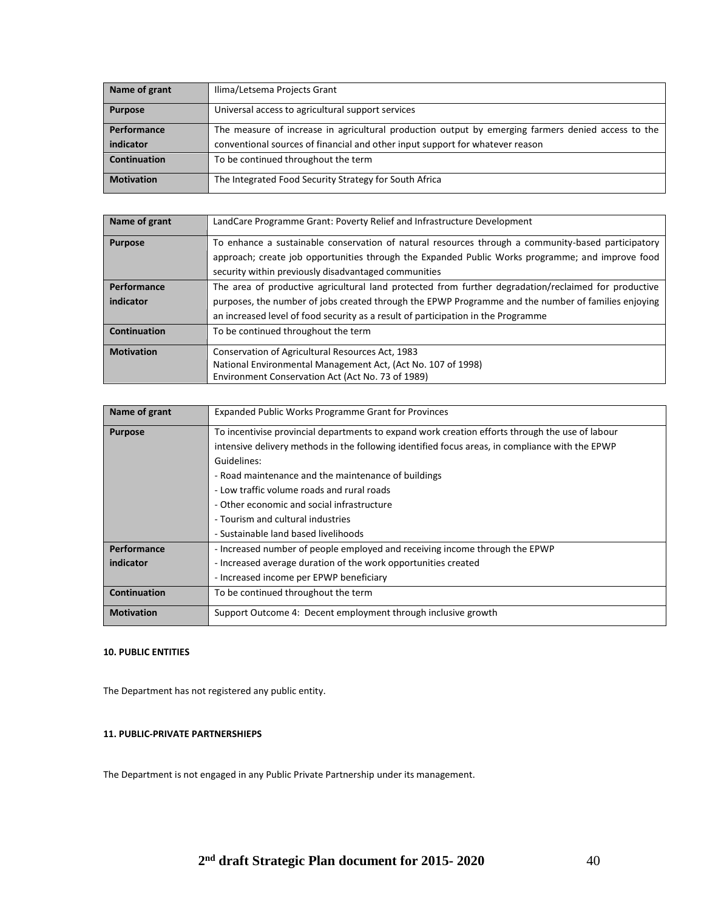| | |
|---|---|
| **Name of grant** | Ilima/Letsema Projects Grant |
| **Purpose** | Universal access to agricultural support services |
| **Performance indicator** | The measure of increase in agricultural production output by emerging farmers denied access to the conventional sources of financial and other input support for whatever reason |
| **Continuation** | To be continued throughout the term |
| **Motivation** | The Integrated Food Security Strategy for South Africa |

| | |
|---|---|
| **Name of grant** | LandCare Programme Grant: Poverty Relief and Infrastructure Development |
| **Purpose** | To enhance a sustainable conservation of natural resources through a community-based participatory approach; create job opportunities through the Expanded Public Works programme; and improve food security within previously disadvantaged communities |
| **Performance indicator** | The area of productive agricultural land protected from further degradation/reclaimed for productive purposes, the number of jobs created through the EPWP Programme and the number of families enjoying an increased level of food security as a result of participation in the Programme |
| **Continuation** | To be continued throughout the term |
| **Motivation** | Conservation of Agricultural Resources Act, 1983<br>National Environmental Management Act, (Act No. 107 of 1998)<br>Environment Conservation Act (Act No. 73 of 1989) |

| | |
|---|---|
| **Name of grant** | Expanded Public Works Programme Grant for Provinces |
| **Purpose** | To incentivise provincial departments to expand work creation efforts through the use of labour intensive delivery methods in the following identified focus areas, in compliance with the EPWP Guidelines:<br>- Road maintenance and the maintenance of buildings<br>- Low traffic volume roads and rural roads<br>- Other economic and social infrastructure<br>- Tourism and cultural industries<br>- Sustainable land based livelihoods |
| **Performance indicator** | - Increased number of people employed and receiving income through the EPWP<br>- Increased average duration of the work opportunities created<br>- Increased income per EPWP beneficiary |
| **Continuation** | To be continued throughout the term |
| **Motivation** | Support Outcome 4: Decent employment through inclusive growth |

**10. PUBLIC ENTITIES**

The Department has not registered any public entity.

**11. PUBLIC-PRIVATE PARTNERSHIEPS**

The Department is not engaged in any Public Private Partnership under its management.